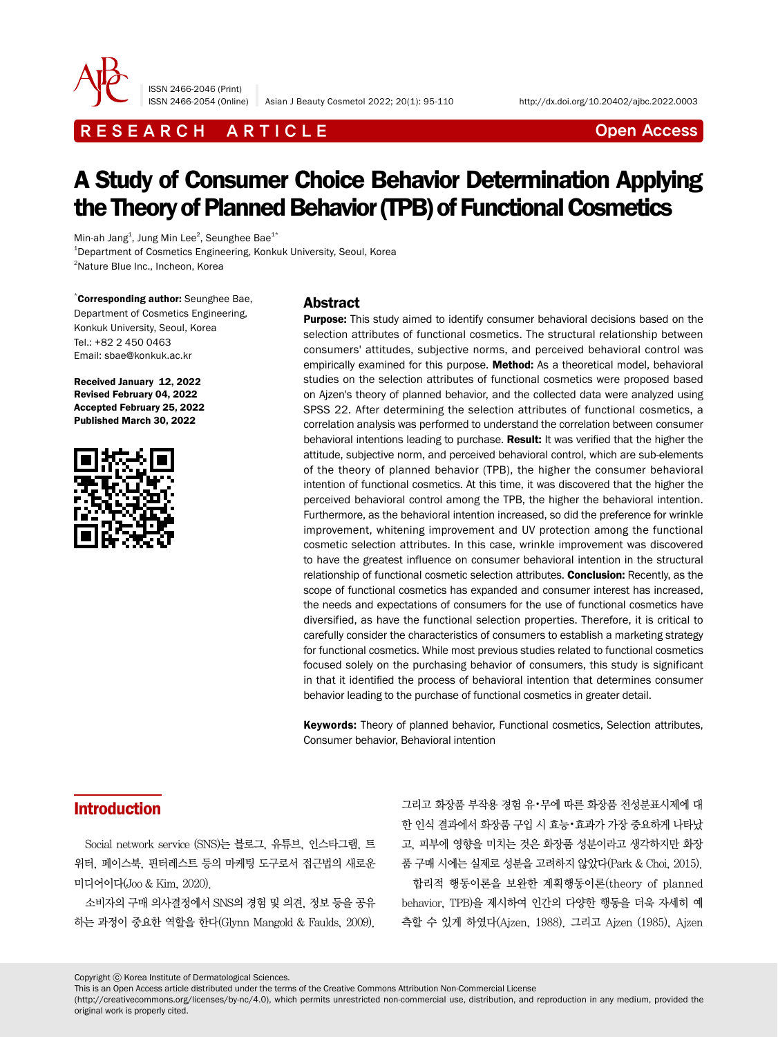RESEARCH ARTICLE

Open Access

# A Study of Consumer Choice Behavior Determination Applying the Theory of Planned Behavior (TPB) of Functional Cosmetics

Min-ah Jang[1], Jung Min Lee[2], Seunghee Bae[1*]

[1]Department of Cosmetics Engineering, Konkuk University, Seoul, Korea

[2]Nature Blue Inc., Incheon, Korea

[*]**Corresponding author:** Seunghee Bae, Department of Cosmetics Engineering, Konkuk University, Seoul, Korea
Tel.: +82 2 450 0463
Email: sbae@konkuk.ac.kr

**Received January 12, 2022**
**Revised February 04, 2022**
**Accepted February 25, 2022**
**Published March 30, 2022**

## Abstract

**Purpose:** This study aimed to identify consumer behavioral decisions based on the selection attributes of functional cosmetics. The structural relationship between consumers' attitudes, subjective norms, and perceived behavioral control was empirically examined for this purpose. **Method:** As a theoretical model, behavioral studies on the selection attributes of functional cosmetics were proposed based on Ajzen's theory of planned behavior, and the collected data were analyzed using SPSS 22. After determining the selection attributes of functional cosmetics, a correlation analysis was performed to understand the correlation between consumer behavioral intentions leading to purchase. **Result:** It was verified that the higher the attitude, subjective norm, and perceived behavioral control, which are sub-elements of the theory of planned behavior (TPB), the higher the consumer behavioral intention of functional cosmetics. At this time, it was discovered that the higher the perceived behavioral control among the TPB, the higher the behavioral intention. Furthermore, as the behavioral intention increased, so did the preference for wrinkle improvement, whitening improvement and UV protection among the functional cosmetic selection attributes. In this case, wrinkle improvement was discovered to have the greatest influence on consumer behavioral intention in the structural relationship of functional cosmetic selection attributes. **Conclusion:** Recently, as the scope of functional cosmetics has expanded and consumer interest has increased, the needs and expectations of consumers for the use of functional cosmetics have diversified, as have the functional selection properties. Therefore, it is critical to carefully consider the characteristics of consumers to establish a marketing strategy for functional cosmetics. While most previous studies related to functional cosmetics focused solely on the purchasing behavior of consumers, this study is significant in that it identified the process of behavioral intention that determines consumer behavior leading to the purchase of functional cosmetics in greater detail.

**Keywords:** Theory of planned behavior, Functional cosmetics, Selection attributes, Consumer behavior, Behavioral intention

## Introduction

Social network service (SNS)는 블로그, 유튜브, 인스타그램, 트위터, 페이스북, 핀터레스트 등의 마케팅 도구로서 접근법의 새로운 미디어이다(Joo & Kim, 2020).

소비자의 구매 의사결정에서 SNS의 경험 및 의견, 정보 등을 공유하는 과정이 중요한 역할을 한다(Glynn Mangold & Faulds, 2009). 그리고 화장품 부작용 경험 유·무에 따른 화장품 전성분표시제에 대한 인식 결과에서 화장품 구입 시 효능·효과가 가장 중요하게 나타났고, 피부에 영향을 미치는 것은 화장품 성분이라고 생각하지만 화장품 구매 시에는 실제로 성분을 고려하지 않았다(Park & Choi, 2015).

합리적 행동이론을 보완한 계획행동이론(theory of planned behavior, TPB)을 제시하여 인간의 다양한 행동을 더욱 자세히 예측할 수 있게 하였다(Ajzen, 1988). 그리고 Ajzen (1985), Ajzen

Copyright ⓒ Korea Institute of Dermatological Sciences.
This is an Open Access article distributed under the terms of the Creative Commons Attribution Non-Commercial License (http://creativecommons.org/licenses/by-nc/4.0), which permits unrestricted non-commercial use, distribution, and reproduction in any medium, provided the original work is properly cited.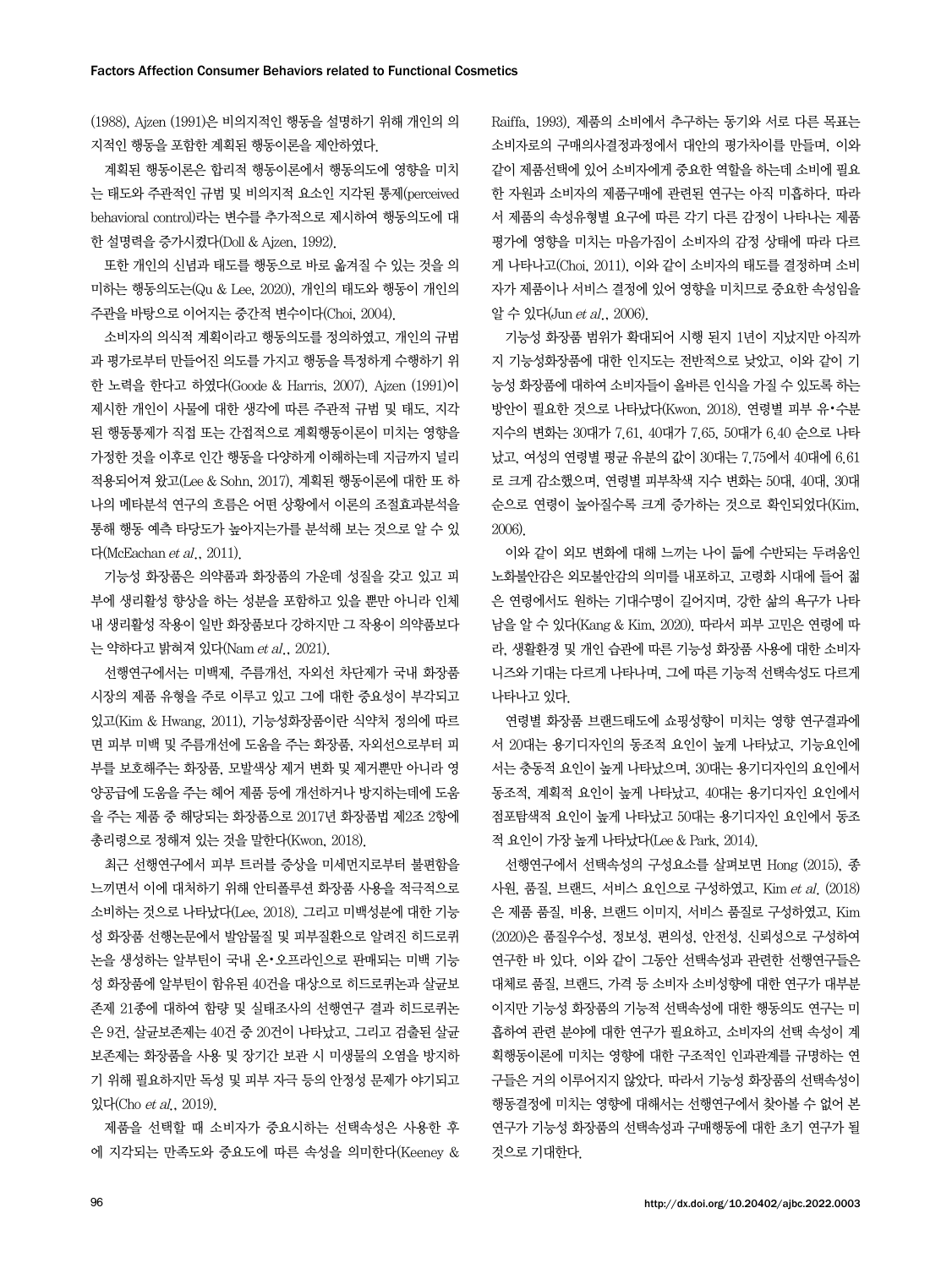(1988), Ajzen (1991)은 비의지적인 행동을 설명하기 위해 개인의 의지적인 행동을 포함한 계획된 행동이론을 제안하였다.

계획된 행동이론은 합리적 행동이론에서 행동의도에 영향을 미치는 태도와 주관적인 규범 및 비의지적 요소인 지각된 통제(perceived behavioral control)라는 변수를 추가적으로 제시하여 행동의도에 대한 설명력을 증가시켰다(Doll & Ajzen, 1992).

또한 개인의 신념과 태도를 행동으로 바로 옮겨질 수 있는 것을 의미하는 행동의도는(Qu & Lee, 2020), 개인의 태도와 행동이 개인의 주관을 바탕으로 이어지는 중간적 변수이다(Choi, 2004).

소비자의 의식적 계획이라고 행동의도를 정의하였고, 개인의 규범과 평가로부터 만들어진 의도를 가지고 행동을 특정하게 수행하기 위한 노력을 한다고 하였다(Goode & Harris, 2007). Ajzen (1991)이 제시한 개인이 사물에 대한 생각에 따른 주관적 규범 및 태도, 지각된 행동통제가 직접 또는 간접적으로 계획행동이론이 미치는 영향을 가정한 것을 이후로 인간 행동을 다양하게 이해하는데 지금까지 널리 적용되어져 왔고(Lee & Sohn, 2017), 계획된 행동이론에 대한 또 하나의 메타분석 연구의 흐름은 어떤 상황에서 이론의 조절효과분석을 통해 행동 예측 타당도가 높아지는가를 분석해 보는 것으로 알 수 있다(McEachan *et al*., 2011).

기능성 화장품은 의약품과 화장품의 가운데 성질을 갖고 있고 피부에 생리활성 향상을 하는 성분을 포함하고 있을 뿐만 아니라 인체 내 생리활성 작용이 일반 화장품보다 강하지만 그 작용이 의약품보다는 약하다고 밝혀져 있다(Nam *et al*., 2021).

선행연구에서는 미백제, 주름개선, 자외선 차단제가 국내 화장품 시장의 제품 유형을 주로 이루고 있고 그에 대한 중요성이 부각되고 있고(Kim & Hwang, 2011), 기능성화장품이란 식약처 정의에 따르면 피부 미백 및 주름개선에 도움을 주는 화장품, 자외선으로부터 피부를 보호해주는 화장품, 모발색상 제거 변화 및 제거뿐만 아니라 영양공급에 도움을 주는 헤어 제품 등에 개선하거나 방지하는데에 도움을 주는 제품 중 해당되는 화장품으로 2017년 화장품법 제2조 2항에 총리령으로 정해져 있는 것을 말한다(Kwon, 2018).

최근 선행연구에서 피부 트러블 증상을 미세먼지로부터 불편함을 느끼면서 이에 대처하기 위해 안티폴루션 화장품 사용을 적극적으로 소비하는 것으로 나타났다(Lee, 2018). 그리고 미백성분에 대한 기능성 화장품 선행논문에서 발암물질 및 피부질환으로 알려진 히드로퀴논을 생성하는 알부틴이 국내 온•오프라인으로 판매되는 미백 기능성 화장품에 알부틴이 함유된 40건을 대상으로 히드로퀴논과 살균보존제 21종에 대하여 함량 및 실태조사의 선행연구 결과 히드로퀴논은 9건, 살균보존제는 40건 중 20건이 나타났고, 그리고 검출된 살균보존제는 화장품을 사용 및 장기간 보관 시 미생물의 오염을 방지하기 위해 필요하지만 독성 및 피부 자극 등의 안정성 문제가 야기되고 있다(Cho *et al*., 2019).

제품을 선택할 때 소비자가 중요시하는 선택속성은 사용한 후에 지각되는 만족도와 중요도에 따른 속성을 의미한다(Keeney & Raiffa, 1993). 제품의 소비에서 추구하는 동기와 서로 다른 목표는 소비자로의 구매의사결정과정에서 대안의 평가차이를 만들며, 이와 같이 제품선택에 있어 소비자에게 중요한 역할을 하는데 소비에 필요한 자원과 소비자의 제품구매에 관련된 연구는 아직 미흡하다. 따라서 제품의 속성유형별 요구에 따른 각기 다른 감정이 나타나는 제품평가에 영향을 미치는 마음가짐이 소비자의 감정 상태에 따라 다르게 나타나고(Choi, 2011), 이와 같이 소비자의 태도를 결정하며 소비자가 제품이나 서비스 결정에 있어 영향을 미치므로 중요한 속성임을 알 수 있다(Jun *et al*., 2006).

기능성 화장품 범위가 확대되어 시행 된지 1년이 지났지만 아직까지 기능성화장품에 대한 인지도는 전반적으로 낮았고, 이와 같이 기능성 화장품에 대하여 소비자들이 올바른 인식을 가질 수 있도록 하는 방안이 필요한 것으로 나타났다(Kwon, 2018). 연령별 피부 유•수분 지수의 변화는 30대가 7.61, 40대가 7.65, 50대가 6.40 순으로 나타났고, 여성의 연령별 평균 유분의 값이 30대는 7.75에서 40대에 6.61로 크게 감소했으며, 연령별 피부착색 지수 변화는 50대, 40대, 30대 순으로 연령이 높아질수록 크게 증가하는 것으로 확인되었다(Kim, 2006).

이와 같이 외모 변화에 대해 느끼는 나이 듦에 수반되는 두려움인 노화불안감은 외모불안감의 의미를 내포하고, 고령화 시대에 들어 젊은 연령에서도 원하는 기대수명이 길어지며, 강한 삶의 욕구가 나타남을 알 수 있다(Kang & Kim, 2020). 따라서 피부 고민은 연령에 따라, 생활환경 및 개인 습관에 따른 기능성 화장품 사용에 대한 소비자 니즈와 기대는 다르게 나타나며, 그에 따른 기능적 선택속성도 다르게 나타나고 있다.

연령별 화장품 브랜드태도에 쇼핑성향이 미치는 영향 연구결과에서 20대는 용기디자인의 동조적 요인이 높게 나타났고, 기능요인에서는 충동적 요인이 높게 나타났으며, 30대는 용기디자인의 요인에서 동조적, 계획적 요인이 높게 나타났고, 40대는 용기디자인 요인에서 점포탐색적 요인이 높게 나타났고 50대는 용기디자인 요인에서 동조적 요인이 가장 높게 나타났다(Lee & Park, 2014).

선행연구에서 선택속성의 구성요소를 살펴보면 Hong (2015), 종사원, 품질, 브랜드, 서비스 요인으로 구성하였고, Kim *et al*. (2018)은 제품 품질, 비용, 브랜드 이미지, 서비스 품질로 구성하였고, Kim (2020)은 품질우수성, 정보성, 편의성, 안전성, 신뢰성으로 구성하여 연구한 바 있다. 이와 같이 그동안 선택속성과 관련한 선행연구들은 대체로 품질, 브랜드, 가격 등 소비자 소비성향에 대한 연구가 대부분이지만 기능성 화장품의 기능적 선택속성에 대한 행동의도 연구는 미흡하여 관련 분야에 대한 연구가 필요하고, 소비자의 선택 속성이 계획행동이론에 미치는 영향에 대한 구조적인 인과관계를 규명하는 연구들은 거의 이루어지지 않았다. 따라서 기능성 화장품의 선택속성이 행동결정에 미치는 영향에 대해서는 선행연구에서 찾아볼 수 없어 본 연구가 기능성 화장품의 선택속성과 구매행동에 대한 초기 연구가 될 것으로 기대한다.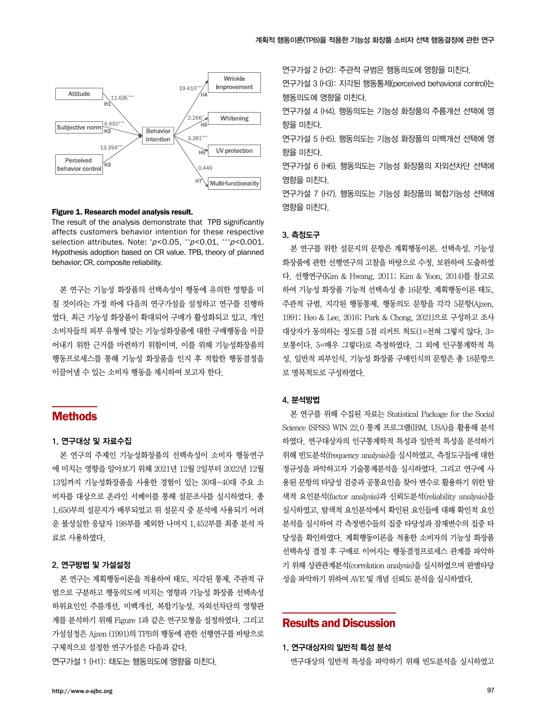**Figure 1. Research model analysis result.**
The result of the analysis demonstrate that TPB significantly affects customers behavior intention for these respective selection attributes. Note: *$p$<0.05, **$p$<0.01, ***$p$<0.001. Hypothesis adoption based on CR value. TPB, theory of planned behavior; CR, composite reliability.

본 연구는 기능성 화장품의 선택속성이 행동에 유의한 영향을 미칠 것이라는 가정 하에 다음의 연구가설을 설정하고 연구를 진행하였다. 최근 기능성 화장품이 확대되어 구매가 활성화되고 있고, 개인 소비자들의 피부 유형에 맞는 기능성화장품에 대한 구매행동을 이끌어내기 위한 근거를 마련하기 위함이며, 이를 위해 기능성화장품의 행동프로세스를 통해 기능성 화장품을 인지 후 적합한 행동결정을 이끌어낼 수 있는 소비자 행동을 제시하여 보고자 한다.

# Methods

## 1. 연구대상 및 자료수집

본 연구의 주제인 기능성화장품의 선택속성이 소비자 행동연구에 미치는 영향을 알아보기 위해 2021년 12월 2일부터 2022년 12월 13일까지 기능성화장품을 사용한 경험이 있는 30대–40대 주요 소비자를 대상으로 온라인 서베이를 통해 설문조사를 실시하였다. 총 1,650부의 설문지가 배부되었고 위 설문지 중 분석에 사용되기 어려운 불성실한 응답자 198부를 제외한 나머지 1,452부를 최종 분석 자료로 사용하였다.

## 2. 연구방법 및 가설설정

본 연구는 계획행동이론을 적용하여 태도, 지각된 통제, 주관적 규범으로 구분하고 행동의도에 미치는 영향과 기능성 화장품 선택속성 하위요인인 주름개선, 미백개선, 복합기능성, 자외선차단의 영향관계를 분석하기 위해 Figure 1과 같은 연구모형을 설정하였다. 그리고 가설설정은 Ajzen (1991)의 TPB의 행동에 관한 선행연구를 바탕으로 구체적으로 설정한 연구가설은 다음과 같다.

연구가설 1 (H1): 태도는 행동의도에 영향을 미친다.
연구가설 2 (H2): 주관적 규범은 행동의도에 영향을 미친다.
연구가설 3 (H3): 지각된 행동통제(perceived behavioral control)는 행동의도에 영향을 미친다.
연구가설 4 (H4). 행동의도는 기능성 화장품의 주름개선 선택에 영향을 미친다.
연구가설 5 (H5). 행동의도는 기능성 화장품의 미백개선 선택에 영향을 미친다.
연구가설 6 (H6). 행동의도는 기능성 화장품의 자외선차단 선택에 영향을 미친다.
연구가설 7 (H7). 행동의도는 기능성 화장품의 복합기능성 선택에 영향을 미친다.

## 3. 측정도구

본 연구를 위한 설문지의 문항은 계획행동이론, 선택속성, 기능성 화장품에 관한 선행연구의 고찰을 바탕으로 수정, 보완하여 도출하였다. 선행연구(Kim & Hwang, 2011; Kim & Yoon, 2014)를 참고로 하여 기능성 화장품 기능적 선택속성 총 16문항, 계획행동이론 태도, 주관적 규범, 지각된 행동통제, 행동의도 문항을 각각 5문항(Ajzen, 1991; Heo & Lee, 2016; Park & Chong, 2021)으로 구성하고 조사대상자가 동의하는 정도를 5점 리커트 척도(1=전혀 그렇지 않다, 3=보통이다, 5=매우 그렇다)로 측정하였다. 그 외에 인구통계학적 특성, 일반적 피부인식, 기능성 화장품 구매인식의 문항은 총 18문항으로 명목척도로 구성하였다.

## 4. 분석방법

본 연구를 위해 수집된 자료는 Statistical Package for the Social Science (SPSS) WIN 22.0 통계 프로그램(IBM, USA)을 활용해 분석하였다. 연구대상자의 인구통계학적 특성과 일반적 특성을 분석하기 위해 빈도분석(frequency analysis)을 실시하였고, 측정도구들에 대한 정규성을 파악하고자 기술통계분석을 실시하였다. 그리고 연구에 사용된 문항의 타당성 검증과 공통요인을 찾아 변수로 활용하기 위한 탐색적 요인분석(factor analysis)과 신뢰도분석(reliability analysis)을 실시하였고, 탐색적 요인분석에서 확인된 요인들에 대해 확인적 요인분석을 실시하여 각 측정변수들의 집중 타당성과 잠재변수의 집중 타당성을 확인하였다. 계획행동이론을 적용한 소비자의 기능성 화장품 선택속성 결정 후 구매로 이어지는 행동결정프로세스 관계를 파악하기 위해 상관관계분석(correlation analysis)을 실시하였으며 판별타당성을 파악하기 위하여 AVE 및 개념 신뢰도 분석을 실시하였다.

# Results and Discussion

## 1. 연구대상자의 일반적 특성 분석

연구대상의 일반적 특성을 파악하기 위해 빈도분석을 실시하였고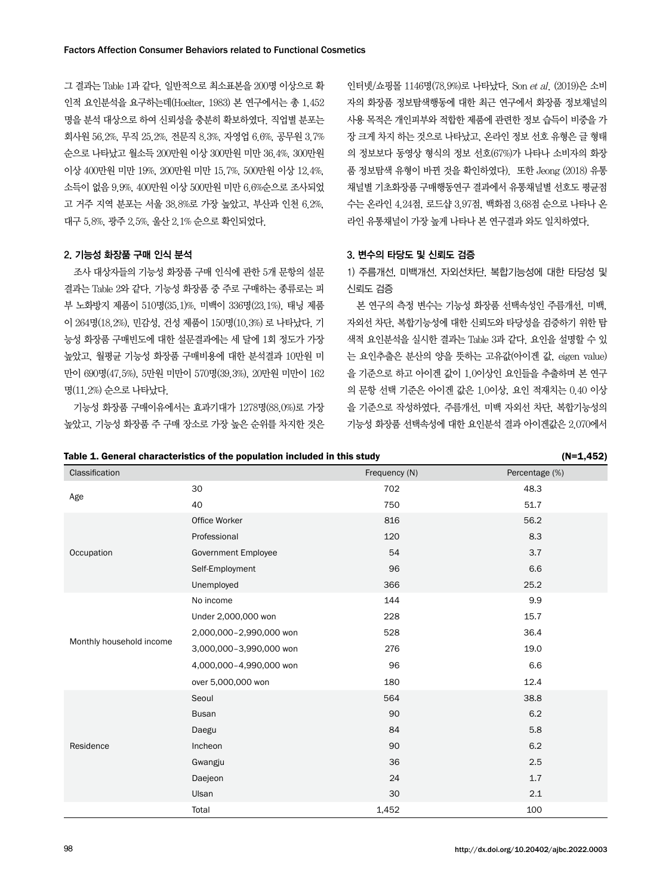그 결과는 Table 1과 같다. 일반적으로 최소표본을 200명 이상으로 확인적 요인분석을 요구하는데(Hoelter, 1983) 본 연구에서는 총 1,452명을 분석 대상으로 하여 신뢰성을 충분히 확보하였다. 직업별 분포는 회사원 56.2%, 무직 25.2%, 전문직 8.3%, 자영업 6.6%, 공무원 3.7% 순으로 나타났고 월소득 200만원 이상 300만원 미만 36.4%, 300만원 이상 400만원 미만 19%, 200만원 미만 15.7%, 500만원 이상 12.4%, 소득이 없음 9.9%, 400만원 이상 500만원 미만 6.6%순으로 조사되었고 거주 지역 분포는 서울 38.8%로 가장 높았고, 부산과 인천 6.2%, 대구 5.8%, 광주 2.5%, 울산 2.1% 순으로 확인되었다.

## 2. 기능성 화장품 구매 인식 분석

조사 대상자들의 기능성 화장품 구매 인식에 관한 5개 문항의 설문 결과는 Table 2와 같다. 기능성 화장품 중 주로 구매하는 종류로는 피부 노화방지 제품이 510명(35.1)%, 미백이 336명(23.1%), 태닝 제품이 264명(18.2%), 민감성, 건성 제품이 150명(10.3%) 로 나타났다. 기능성 화장품 구매빈도에 대한 설문결과에는 세 달에 1회 정도가 가장 높았고, 월평균 기능성 화장품 구매비용에 대한 분석결과 10만원 미만이 690명(47.5%), 5만원 미만이 570명(39.3%), 20만원 미만이 162명(11.2%) 순으로 나타났다.

기능성 화장품 구매이유에서는 효과기대가 1278명(88.0%)로 가장 높았고, 기능성 화장품 주 구매 장소로 가장 높은 순위를 차지한 것은 인터넷/쇼핑몰 1146명(78.9%)로 나타났다. Son *et al*. (2019)은 소비자의 화장품 정보탐색행동에 대한 최근 연구에서 화장품 정보채널의 사용 목적은 개인피부와 적합한 제품에 관련한 정보 습득이 비중을 가장 크게 차지 하는 것으로 나타났고, 온라인 정보 선호 유형은 글 형태의 정보보다 동영상 형식의 정보 선호(67%)가 나타나 소비자의 화장품 정보탐색 유형이 바뀐 것을 확인하였다). 또한 Jeong (2018) 유통채널별 기초화장품 구매행동연구 결과에서 유통채널별 선호도 평균점수는 온라인 4.24점, 로드샵 3.97점, 백화점 3.68점 순으로 나타나 온라인 유통채널이 가장 높게 나타나 본 연구결과 와도 일치하였다.

## 3. 변수의 타당도 및 신뢰도 검증

### 1) 주름개선, 미백개선, 자외선차단, 복합기능성에 대한 타당성 및 신뢰도 검증

본 연구의 측정 변수는 기능성 화장품 선택속성인 주름개선, 미백, 자외선 차단, 복합기능성에 대한 신뢰도와 타당성을 검증하기 위한 탐색적 요인분석을 실시한 결과는 Table 3과 같다. 요인을 설명할 수 있는 요인추출은 분산의 양을 뜻하는 고유값(아이겐 값, eigen value)을 기준으로 하고 아이겐 값이 1.0이상인 요인들을 추출하며 본 연구의 문항 선택 기준은 아이겐 값은 1.0이상, 요인 적재치는 0.40 이상을 기준으로 작성하였다. 주름개선, 미백 자외선 차단, 복합기능성의 기능성 화장품 선택속성에 대한 요인분석 결과 아이겐값은 2.070에서

**Table 1. General characteristics of the population included in this study (N=1,452)**

| Classification | | Frequency (N) | Percentage (%) |
|---|---|---|---|
| Age | 30 | 702 | 48.3 |
| | 40 | 750 | 51.7 |
| Occupation | Office Worker | 816 | 56.2 |
| | Professional | 120 | 8.3 |
| | Government Employee | 54 | 3.7 |
| | Self-Employment | 96 | 6.6 |
| | Unemployed | 366 | 25.2 |
| Monthly household income | No income | 144 | 9.9 |
| | Under 2,000,000 won | 228 | 15.7 |
| | 2,000,000–2,990,000 won | 528 | 36.4 |
| | 3,000,000–3,990,000 won | 276 | 19.0 |
| | 4,000,000–4,990,000 won | 96 | 6.6 |
| | over 5,000,000 won | 180 | 12.4 |
| Residence | Seoul | 564 | 38.8 |
| | Busan | 90 | 6.2 |
| | Daegu | 84 | 5.8 |
| | Incheon | 90 | 6.2 |
| | Gwangju | 36 | 2.5 |
| | Daejeon | 24 | 1.7 |
| | Ulsan | 30 | 2.1 |
| | Total | 1,452 | 100 |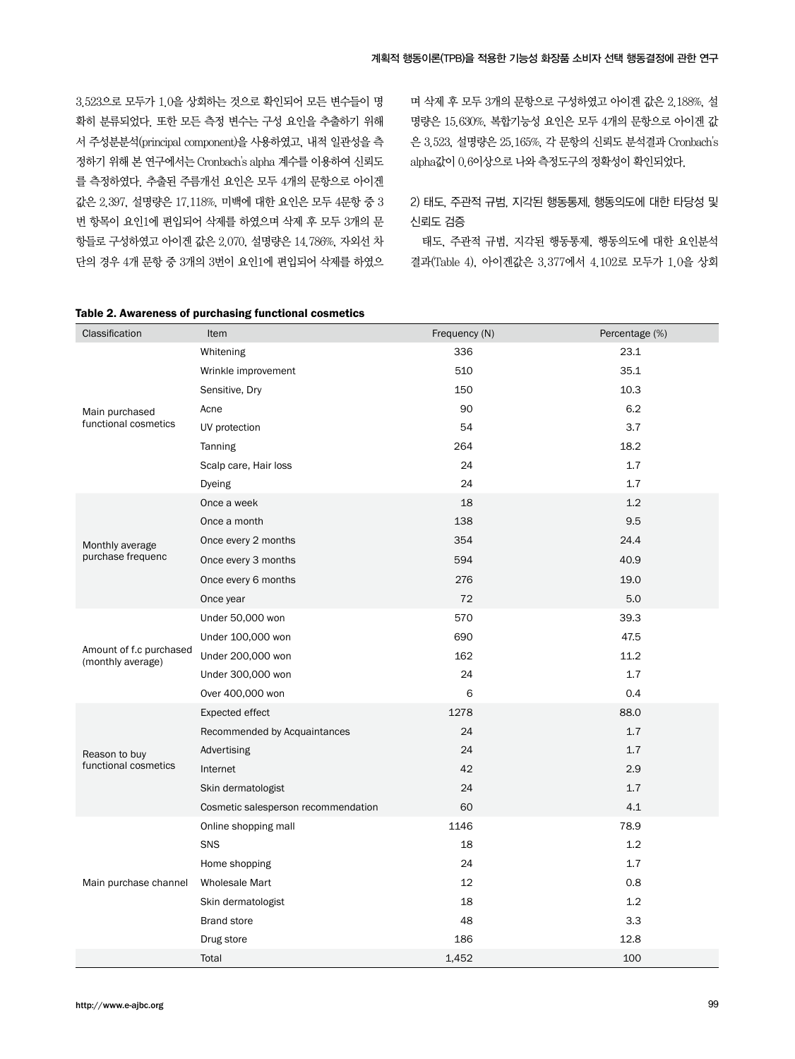3.523으로 모두가 1.0을 상회하는 것으로 확인되어 모든 변수들이 명확히 분류되었다. 또한 모든 측정 변수는 구성 요인을 추출하기 위해서 주성분분석(principal component)을 사용하였고, 내적 일관성을 측정하기 위해 본 연구에서는 Cronbach's alpha 계수를 이용하여 신뢰도를 측정하였다. 추출된 주름개선 요인은 모두 4개의 문항으로 아이겐 값은 2.397, 설명량은 17.118%, 미백에 대한 요인은 모두 4문항 중 3번 항목이 요인1에 편입되어 삭제를 하였으며 삭제 후 모두 3개의 문항들로 구성하였고 아이겐 값은 2.070, 설명량은 14.786%, 자외선 차단의 경우 4개 문항 중 3개의 3번이 요인1에 편입되어 삭제를 하였으며 삭제 후 모두 3개의 문항으로 구성하였고 아이겐 값은 2.188%, 설명량은 15.630%, 복합기능성 요인은 모두 4개의 문항으로 아이겐 값은 3.523, 설명량은 25.165%, 각 문항의 신뢰도 분석결과 Cronbach's alpha값이 0.6이상으로 나와 측정도구의 정확성이 확인되었다.

### 2) 태도, 주관적 규범, 지각된 행동통제, 행동의도에 대한 타당성 및 신뢰도 검증

태도, 주관적 규범, 지각된 행동통제, 행동의도에 대한 요인분석 결과(Table 4), 아이겐값은 3.377에서 4.102로 모두가 1.0을 상회

**Table 2. Awareness of purchasing functional cosmetics**

| Classification | Item | Frequency (N) | Percentage (%) |
|---|---|---|---|
| Main purchased functional cosmetics | Whitening | 336 | 23.1 |
| | Wrinkle improvement | 510 | 35.1 |
| | Sensitive, Dry | 150 | 10.3 |
| | Acne | 90 | 6.2 |
| | UV protection | 54 | 3.7 |
| | Tanning | 264 | 18.2 |
| | Scalp care, Hair loss | 24 | 1.7 |
| | Dyeing | 24 | 1.7 |
| Monthly average purchase frequenc | Once a week | 18 | 1.2 |
| | Once a month | 138 | 9.5 |
| | Once every 2 months | 354 | 24.4 |
| | Once every 3 months | 594 | 40.9 |
| | Once every 6 months | 276 | 19.0 |
| | Once year | 72 | 5.0 |
| Amount of f.c purchased (monthly average) | Under 50,000 won | 570 | 39.3 |
| | Under 100,000 won | 690 | 47.5 |
| | Under 200,000 won | 162 | 11.2 |
| | Under 300,000 won | 24 | 1.7 |
| | Over 400,000 won | 6 | 0.4 |
| Reason to buy functional cosmetics | Expected effect | 1278 | 88.0 |
| | Recommended by Acquaintances | 24 | 1.7 |
| | Advertising | 24 | 1.7 |
| | Internet | 42 | 2.9 |
| | Skin dermatologist | 24 | 1.7 |
| | Cosmetic salesperson recommendation | 60 | 4.1 |
| Main purchase channel | Online shopping mall | 1146 | 78.9 |
| | SNS | 18 | 1.2 |
| | Home shopping | 24 | 1.7 |
| | Wholesale Mart | 12 | 0.8 |
| | Skin dermatologist | 18 | 1.2 |
| | Brand store | 48 | 3.3 |
| | Drug store | 186 | 12.8 |
| | Total | 1,452 | 100 |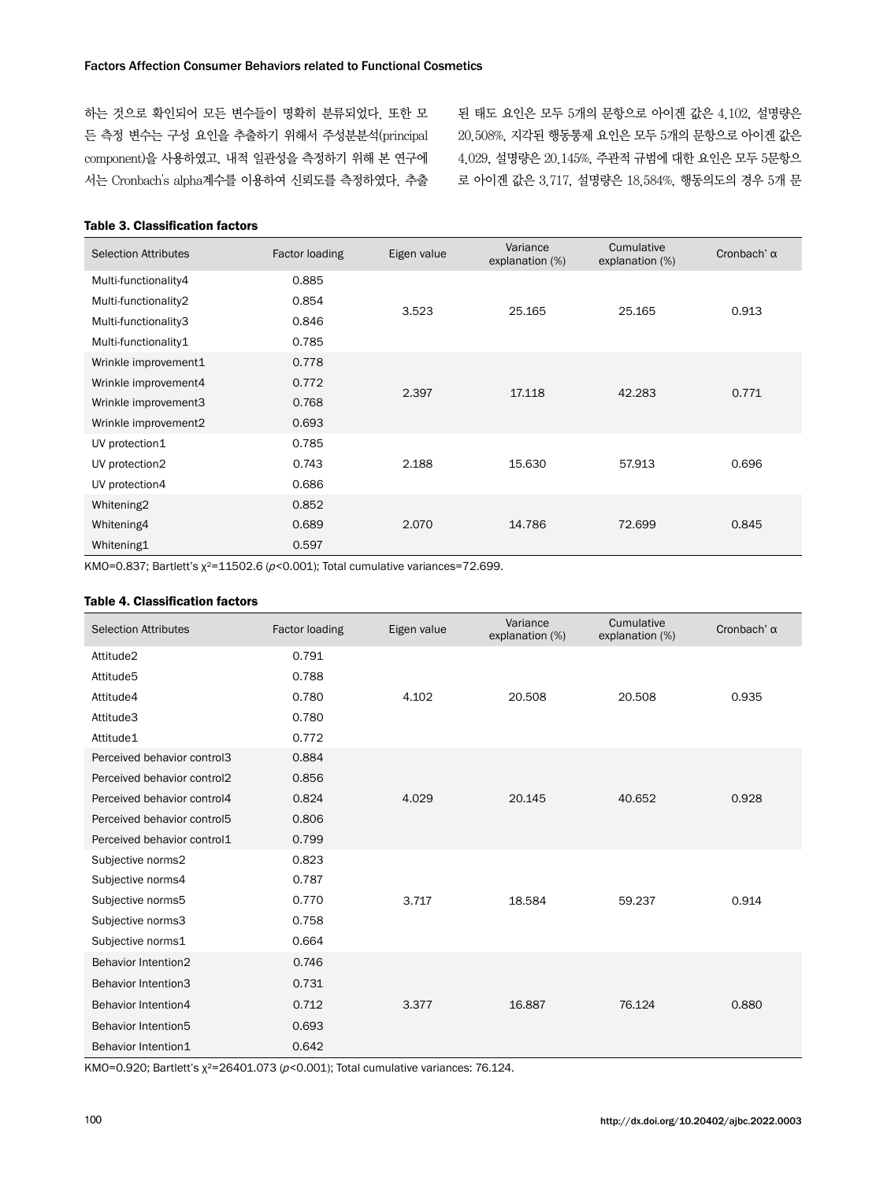하는 것으로 확인되어 모든 변수들이 명확히 분류되었다. 또한 모든 측정 변수는 구성 요인을 추출하기 위해서 주성분분석(principal component)을 사용하였고, 내적 일관성을 측정하기 위해 본 연구에서는 Cronbach's alpha계수를 이용하여 신뢰도를 측정하였다. 추출된 태도 요인은 모두 5개의 문항으로 아이겐 값은 4.102, 설명량은 20.508%, 지각된 행동통제 요인은 모두 5개의 문항으로 아이겐 값은 4.029, 설명량은 20.145%, 주관적 규범에 대한 요인은 모두 5문항으로 아이겐 값은 3.717, 설명량은 18.584%, 행동의도의 경우 5개 문

**Table 3. Classification factors**

| Selection Attributes | Factor loading | Eigen value | Variance explanation (%) | Cumulative explanation (%) | Cronbach' α |
|---|---|---|---|---|---|
| Multi-functionality4 | 0.885 | 3.523 | 25.165 | 25.165 | 0.913 |
| Multi-functionality2 | 0.854 | | | | |
| Multi-functionality3 | 0.846 | | | | |
| Multi-functionality1 | 0.785 | | | | |
| Wrinkle improvement1 | 0.778 | 2.397 | 17.118 | 42.283 | 0.771 |
| Wrinkle improvement4 | 0.772 | | | | |
| Wrinkle improvement3 | 0.768 | | | | |
| Wrinkle improvement2 | 0.693 | | | | |
| UV protection1 | 0.785 | 2.188 | 15.630 | 57.913 | 0.696 |
| UV protection2 | 0.743 | | | | |
| UV protection4 | 0.686 | | | | |
| Whitening2 | 0.852 | 2.070 | 14.786 | 72.699 | 0.845 |
| Whitening4 | 0.689 | | | | |
| Whitening1 | 0.597 | | | | |

KMO=0.837; Bartlett's $\chi^2$=11502.6 ($p$<0.001); Total cumulative variances=72.699.

**Table 4. Classification factors**

| Selection Attributes | Factor loading | Eigen value | Variance explanation (%) | Cumulative explanation (%) | Cronbach' α |
|---|---|---|---|---|---|
| Attitude2 | 0.791 | 4.102 | 20.508 | 20.508 | 0.935 |
| Attitude5 | 0.788 | | | | |
| Attitude4 | 0.780 | | | | |
| Attitude3 | 0.780 | | | | |
| Attitude1 | 0.772 | | | | |
| Perceived behavior control3 | 0.884 | 4.029 | 20.145 | 40.652 | 0.928 |
| Perceived behavior control2 | 0.856 | | | | |
| Perceived behavior control4 | 0.824 | | | | |
| Perceived behavior control5 | 0.806 | | | | |
| Perceived behavior control1 | 0.799 | | | | |
| Subjective norms2 | 0.823 | 3.717 | 18.584 | 59.237 | 0.914 |
| Subjective norms4 | 0.787 | | | | |
| Subjective norms5 | 0.770 | | | | |
| Subjective norms3 | 0.758 | | | | |
| Subjective norms1 | 0.664 | | | | |
| Behavior Intention2 | 0.746 | 3.377 | 16.887 | 76.124 | 0.880 |
| Behavior Intention3 | 0.731 | | | | |
| Behavior Intention4 | 0.712 | | | | |
| Behavior Intention5 | 0.693 | | | | |
| Behavior Intention1 | 0.642 | | | | |

KMO=0.920; Bartlett's $\chi^2$=26401.073 ($p$<0.001); Total cumulative variances: 76.124.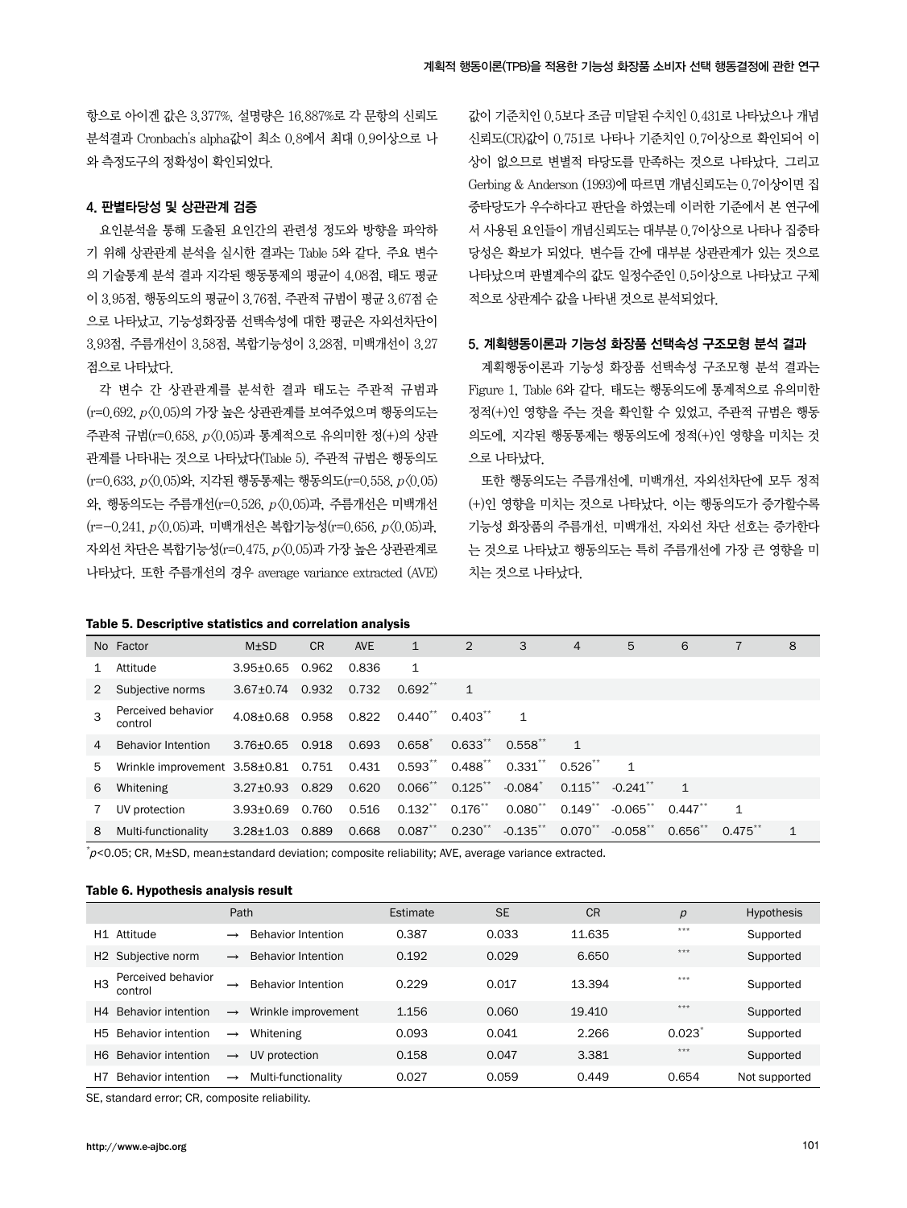항으로 아이겐 값은 3.377%, 설명량은 16.887%로 각 문항의 신뢰도 분석결과 Cronbach's alpha값이 최소 0.8에서 최대 0.9이상으로 나와 측정도구의 정확성이 확인되었다.

## 4. 판별타당성 및 상관관계 검증

요인분석을 통해 도출된 요인간의 관련성 정도와 방향을 파악하기 위해 상관관계 분석을 실시한 결과는 Table 5와 같다. 주요 변수의 기술통계 분석 결과 지각된 행동통제의 평균이 4.08점, 태도 평균이 3.95점, 행동의도의 평균이 3.76점, 주관적 규범이 평균 3.67점 순으로 나타났고, 기능성화장품 선택속성에 대한 평균은 자외선차단이 3.93점, 주름개선이 3.58점, 복합기능성이 3.28점, 미백개선이 3.27점으로 나타났다.

각 변수 간 상관관계를 분석한 결과 태도는 주관적 규범과 ($r$=0.692, $p$<0.05)의 가장 높은 상관관계를 보여주었으며 행동의도는 주관적 규범($r$=0.658, $p$<0.05)과 통계적으로 유의미한 정(+)의 상관관계를 나타내는 것으로 나타났다(Table 5). 주관적 규범은 행동의도($r$=0.633, $p$<0.05)와, 지각된 행동통제는 행동의도($r$=0.558, $p$<0.05)와, 행동의도는 주름개선($r$=0.526, $p$<0.05)과, 주름개선은 미백개선($r$=−0.241, $p$<0.05)과, 미백개선은 복합기능성($r$=0.656, $p$<0.05)과, 자외선 차단은 복합기능성($r$=0.475, $p$<0.05)과 가장 높은 상관관계로 나타났다. 또한 주름개선의 경우 average variance extracted (AVE)값이 기준치인 0.5보다 조금 미달된 수치인 0.431로 나타났으나 개념신뢰도(CR)값이 0.751로 나타나 기준치인 0.7이상으로 확인되어 이상이 없으므로 변별적 타당도를 만족하는 것으로 나타났다. 그리고 Gerbing & Anderson (1993)에 따르면 개념신뢰도는 0.7이상이면 집중타당도가 우수하다고 판단을 하였는데 이러한 기준에서 본 연구에서 사용된 요인들이 개념신뢰도는 대부분 0.7이상으로 나타나 집중타당성은 확보가 되었다. 변수들 간에 대부분 상관관계가 있는 것으로 나타났으며 판별계수의 값도 일정수준인 0.5이상으로 나타났고 구체적으로 상관계수 값을 나타낸 것으로 분석되었다.

## 5. 계획행동이론과 기능성 화장품 선택속성 구조모형 분석 결과

계획행동이론과 기능성 화장품 선택속성 구조모형 분석 결과는 Figure 1, Table 6와 같다. 태도는 행동의도에 통계적으로 유의미한 정적(+)인 영향을 주는 것을 확인할 수 있었고, 주관적 규범은 행동의도에, 지각된 행동통제는 행동의도에 정적(+)인 영향을 미치는 것으로 나타났다.

또한 행동의도는 주름개선에, 미백개선, 자외선차단에 모두 정적(+)인 영향을 미치는 것으로 나타났다. 이는 행동의도가 증가할수록 기능성 화장품의 주름개선, 미백개선, 자외선 차단 선호는 증가한다는 것으로 나타났고 행동의도는 특히 주름개선에 가장 큰 영향을 미치는 것으로 나타났다.

**Table 5. Descriptive statistics and correlation analysis**

| No | Factor | M±SD | CR | AVE | 1 | 2 | 3 | 4 | 5 | 6 | 7 | 8 |
|---|---|---|---|---|---|---|---|---|---|---|---|---|
| 1 | Attitude | 3.95±0.65 | 0.962 | 0.836 | 1 | | | | | | | |
| 2 | Subjective norms | 3.67±0.74 | 0.932 | 0.732 | 0.692** | 1 | | | | | | |
| 3 | Perceived behavior control | 4.08±0.68 | 0.958 | 0.822 | 0.440** | 0.403** | 1 | | | | | |
| 4 | Behavior Intention | 3.76±0.65 | 0.918 | 0.693 | 0.658* | 0.633** | 0.558** | 1 | | | | |
| 5 | Wrinkle improvement | 3.58±0.81 | 0.751 | 0.431 | 0.593** | 0.488** | 0.331** | 0.526** | 1 | | | |
| 6 | Whitening | 3.27±0.93 | 0.829 | 0.620 | 0.066** | 0.125** | -0.084* | 0.115** | -0.241** | 1 | | |
| 7 | UV protection | 3.93±0.69 | 0.760 | 0.516 | 0.132** | 0.176** | 0.080** | 0.149** | -0.065** | 0.447** | 1 | |
| 8 | Multi-functionality | 3.28±1.03 | 0.889 | 0.668 | 0.087** | 0.230** | -0.135** | 0.070** | -0.058** | 0.656** | 0.475** | 1 |

*$p$<0.05; CR, M±SD, mean±standard deviation; composite reliability; AVE, average variance extracted.

**Table 6. Hypothesis analysis result**

| | Path | | | Estimate | SE | CR | $p$ | Hypothesis |
|---|---|---|---|---|---|---|---|---|
| H1 | Attitude | → | Behavior Intention | 0.387 | 0.033 | 11.635 | *** | Supported |
| H2 | Subjective norm | → | Behavior Intention | 0.192 | 0.029 | 6.650 | *** | Supported |
| H3 | Perceived behavior control | → | Behavior Intention | 0.229 | 0.017 | 13.394 | *** | Supported |
| H4 | Behavior intention | → | Wrinkle improvement | 1.156 | 0.060 | 19.410 | *** | Supported |
| H5 | Behavior intention | → | Whitening | 0.093 | 0.041 | 2.266 | 0.023* | Supported |
| H6 | Behavior intention | → | UV protection | 0.158 | 0.047 | 3.381 | *** | Supported |
| H7 | Behavior intention | → | Multi-functionality | 0.027 | 0.059 | 0.449 | 0.654 | Not supported |

SE, standard error; CR, composite reliability.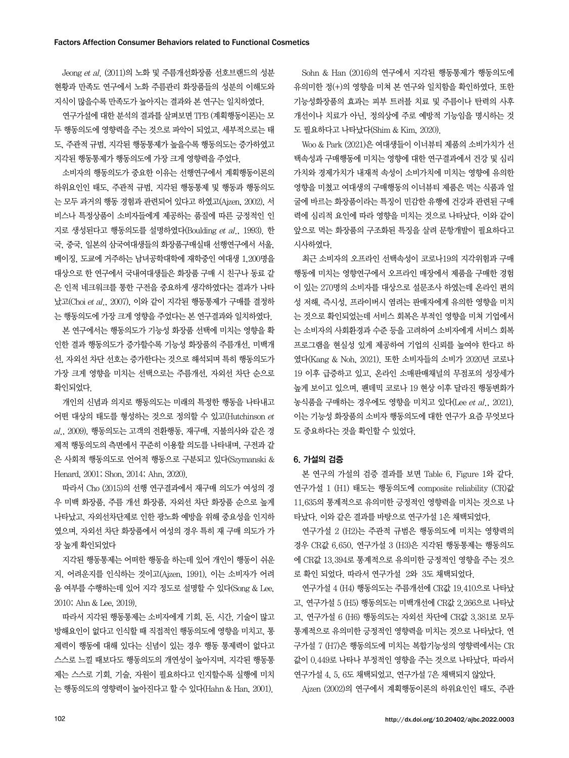Jeong *et al.* (2011)의 노화 및 주름개선화장품 선호브랜드의 성분 현황과 만족도 연구에서 노화 주름관리 화장품들의 성분의 이해도와 지식이 많을수록 만족도가 높아지는 결과와 본 연구는 일치하였다.

연구가설에 대한 분석의 결과를 살펴보면 TPB (계획행동이론)는 모두 행동의도에 영향력을 주는 것으로 파악이 되었고, 세부적으로는 태도, 주관적 규범, 지각된 행동통제가 높을수록 행동의도는 증가하였고 지각된 행동통제가 행동의도에 가장 크게 영향력을 주었다.

소비자의 행동의도가 중요한 이유는 선행연구에서 계획행동이론의 하위요인인 태도, 주관적 규범, 지각된 행동통제 및 행동과 행동의도는 모두 과거의 행동 경험과 관련되어 있다고 하였고(Ajzen, 2002), 서비스나 특정상품이 소비자들에게 제공하는 품질에 따른 긍정적인 인지로 생성된다고 행동의도를 설명하였다(Boulding *et al.*, 1993). 한국, 중국, 일본의 삼국여대생들의 화장품구매실태 선행연구에서 서울, 베이징, 도쿄에 거주하는 남녀공학대학에 재학중인 여대생 1,200명을 대상으로 한 연구에서 국내여대생들은 화장품 구매 시 친구나 동료 같은 인적 네크워크를 통한 구전을 중요하게 생각하였다는 결과가 나타났고(Choi *et al.*, 2007), 이와 같이 지각된 행동통제가 구매를 결정하는 행동의도에 가장 크게 영향을 주었다는 본 연구결과와 일치하였다.

본 연구에서는 행동의도가 기능성 화장품 선택에 미치는 영향을 확인한 결과 행동의도가 증가할수록 기능성 화장품의 주름개선, 미백개선, 자외선 차단 선호는 증가한다는 것으로 해석되며 특히 행동의도가 가장 크게 영향을 미치는 선택으로는 주름개선, 자외선 차단 순으로 확인되었다.

개인의 신념과 의지로 행동의도는 미래의 특정한 행동을 나타내고 어떤 대상의 태도를 형성하는 것으로 정의할 수 있고(Hutchinson *et al.*, 2009), 행동의도는 고객의 전환행동, 재구매, 지불의사와 같은 경제적 행동의도의 측면에서 꾸준히 이용할 의도를 나타내며, 구전과 같은 사회적 행동의도로 언어적 행동으로 구분되고 있다(Szymanski & Henard, 2001; Shon, 2014; Ahn, 2020).

따라서 Cho (2015)의 선행 연구결과에서 재구매 의도가 여성의 경우 미백 화장품, 주름 개선 화장품, 자외선 차단 화장품 순으로 높게 나타났고, 자외선차단제로 인한 광노화 예방을 위해 중요성을 인지하였으며, 자외선 차단 화장품에서 여성의 경우 특히 재 구매 의도가 가장 높게 확인되었다

지각된 행동통제는 어떠한 행동을 하는데 있어 개인이 행동이 쉬운지, 어려운지를 인식하는 것이고(Ajzen, 1991), 이는 소비자가 어려움 여부를 수행하는데 있어 지각 정도로 설명할 수 있다(Song & Lee, 2010; Ahn & Lee, 2019).

따라서 지각된 행동통제는 소비자에게 기회, 돈, 시간, 기술이 많고 방해요인이 없다고 인식할 때 직접적인 행동의도에 영향을 미치고, 통제력이 행동에 대해 있다는 신념이 있는 경우 행동 통제력이 없다고 스스로 느낄 때보다도 행동의도의 개연성이 높아지며, 지각된 행동통제는 스스로 기회, 기술, 자원이 필요하다고 인지할수록 실행에 미치는 행동의도의 영향력이 높아진다고 할 수 있다(Hahn & Han, 2001).

Sohn & Han (2016)의 연구에서 지각된 행동통제가 행동의도에 유의미한 정(+)의 영향을 미쳐 본 연구와 일치함을 확인하였다. 또한 기능성화장품의 효과는 피부 트러블 치료 및 주름이나 탄력의 사후 개선이나 치료가 아닌, 정의상에 주로 예방적 기능임을 명시하는 것도 필요하다고 나타났다(Shim & Kim, 2020).

Woo & Park (2021)은 여대생들이 이너뷰티 제품의 소비가치가 선택속성과 구매행동에 미치는 영향에 대한 연구결과에서 건강 및 심리가치와 경제가치가 내재적 속성이 소비가치에 미치는 영향에 유의한 영향을 미쳤고 여대생의 구매행동의 이너뷰티 제품은 먹는 식품과 얼굴에 바르는 화장품이라는 특징이 민감한 유행에 건강과 관련된 구매력에 심리적 요인에 따라 영향을 미치는 것으로 나타났다. 이와 같이 앞으로 먹는 화장품의 구조화된 특징을 살려 문항개발이 필요하다고 시사하였다.

최근 소비자의 오프라인 선택속성이 코로나19의 지각위험과 구매행동에 미치는 영향연구에서 오프라인 매장에서 제품을 구매한 경험이 있는 270명의 소비자를 대상으로 설문조사 하였는데 온라인 편의성 저해, 즉시성, 프라이버시 염려는 판매자에게 유의한 영향을 미치는 것으로 확인되었는데 서비스 회복은 부적인 영향을 미쳐 기업에서는 소비자의 사회환경과 수준 등을 고려하여 소비자에게 서비스 회복 프로그램을 현실성 있게 제공하여 기업의 신뢰를 높여야 한다고 하였다(Kang & Noh, 2021). 또한 소비자들의 소비가 2020년 코로나 19 이후 급증하고 있고, 온라인 소매판매채널의 무점포의 성장세가 높게 보이고 있으며, 팬데믹 코로나 19 현상 이후 달라진 행동변화가 농식품을 구매하는 경우에도 영향을 미치고 있다(Lee *et al.*, 2021). 이는 기능성 화장품의 소비자 행동의도에 대한 연구가 요즘 무엇보다도 중요하다는 것을 확인할 수 있었다.

## 6. 가설의 검증

본 연구의 가설의 검증 결과를 보면 Table 6, Figure 1와 같다. 연구가설 1 (H1) 태도는 행동의도에 composite reliability (CR)값 11.635의 통계적으로 유의미한 긍정적인 영향력을 미치는 것으로 나타났다. 이와 같은 결과를 바탕으로 연구가설 1은 채택되었다.

연구가설 2 (H2)는 주관적 규범은 행동의도에 미치는 영향력의 경우 CR값 6.650, 연구가설 3 (H3)은 지각된 행동통제는 행동의도에 CR값 13.394로 통계적으로 유의미한 긍정적인 영향을 주는 것으로 확인 되었다. 따라서 연구가설 2와 3도 채택되었다.

연구가설 4 (H4) 행동의도는 주름개선에 CR값 19.410으로 나타났고, 연구가설 5 (H5) 행동의도는 미백개선에 CR값 2.266으로 나타났고, 연구가설 6 (H6) 행동의도는 자외선 차단에 CR값 3.381로 모두 통계적으로 유의미한 긍정적인 영향력을 미치는 것으로 나타났다. 연구가설 7 (H7)은 행동의도에 미치는 복합기능성의 영향력에서는 CR값이 0.449로 나타나 부정적인 영향을 주는 것으로 나타났다. 따라서 연구가설 4, 5, 6도 채택되었고, 연구가설 7은 채택되지 않았다.

Ajzen (2002)의 연구에서 계획행동이론의 하위요인인 태도, 주관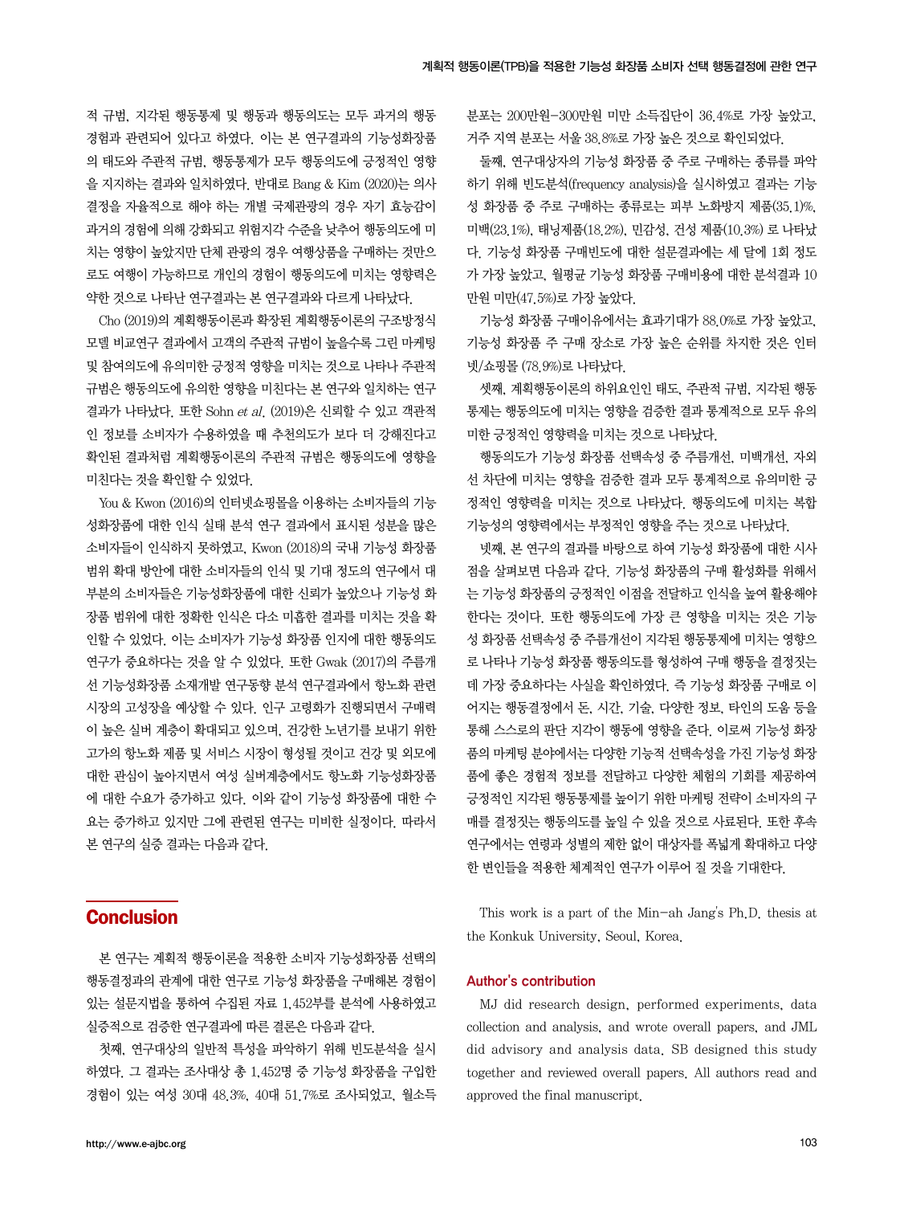적 규범, 지각된 행동통제 및 행동과 행동의도는 모두 과거의 행동 경험과 관련되어 있다고 하였다. 이는 본 연구결과의 기능성화장품의 태도와 주관적 규범, 행동통제가 모두 행동의도에 긍정적인 영향을 지지하는 결과와 일치하였다. 반대로 Bang & Kim (2020)는 의사결정을 자율적으로 해야 하는 개별 국제관광의 경우 자기 효능감이 과거의 경험에 의해 강화되고 위험지각 수준을 낮추어 행동의도에 미치는 영향이 높았지만 단체 관광의 경우 여행상품을 구매하는 것만으로도 여행이 가능하므로 개인의 경험이 행동의도에 미치는 영향력은 약한 것으로 나타난 연구결과는 본 연구결과와 다르게 나타났다.

Cho (2019)의 계획행동이론과 확장된 계획행동이론의 구조방정식 모델 비교연구 결과에서 고객의 주관적 규범이 높을수록 그린 마케팅 및 참여의도에 유의미한 긍정적 영향을 미치는 것으로 나타나 주관적 규범은 행동의도에 유의한 영향을 미친다는 본 연구와 일치하는 연구결과가 나타났다. 또한 Sohn *et al*. (2019)은 신뢰할 수 있고 객관적인 정보를 소비자가 수용하였을 때 추천의도가 보다 더 강해진다고 확인된 결과처럼 계획행동이론의 주관적 규범은 행동의도에 영향을 미친다는 것을 확인할 수 있었다.

You & Kwon (2016)의 인터넷쇼핑몰을 이용하는 소비자들의 기능성화장품에 대한 인식 실태 분석 연구 결과에서 표시된 성분을 많은 소비자들이 인식하지 못하였고, Kwon (2018)의 국내 기능성 화장품 범위 확대 방안에 대한 소비자들의 인식 및 기대 정도의 연구에서 대부분의 소비자들은 기능성화장품에 대한 신뢰가 높았으나 기능성 화장품 범위에 대한 정확한 인식은 다소 미흡한 결과를 미치는 것을 확인할 수 있었다. 이는 소비자가 기능성 화장품 인지에 대한 행동의도 연구가 중요하다는 것을 알 수 있었다. 또한 Gwak (2017)의 주름개선 기능성화장품 소재개발 연구동향 분석 연구결과에서 항노화 관련 시장의 고성장을 예상할 수 있다. 인구 고령화가 진행되면서 구매력이 높은 실버 계층이 확대되고 있으며, 건강한 노년기를 보내기 위한 고가의 항노화 제품 및 서비스 시장이 형성될 것이고 건강 및 외모에 대한 관심이 높아지면서 여성 실버계층에서도 항노화 기능성화장품에 대한 수요가 증가하고 있다. 이와 같이 기능성 화장품에 대한 수요는 증가하고 있지만 그에 관련된 연구는 미비한 실정이다. 따라서 본 연구의 실증 결과는 다음과 같다.

## Conclusion

본 연구는 계획적 행동이론을 적용한 소비자 기능성화장품 선택의 행동결정과의 관계에 대한 연구로 기능성 화장품을 구매해본 경험이 있는 설문지법을 통하여 수집된 자료 1,452부를 분석에 사용하였고 실증적으로 검증한 연구결과에 따른 결론은 다음과 같다.

첫째, 연구대상의 일반적 특성을 파악하기 위해 빈도분석을 실시하였다. 그 결과는 조사대상 총 1,452명 중 기능성 화장품을 구입한 경험이 있는 여성 30대 48.3%, 40대 51.7%로 조사되었고, 월소득 분포는 200만원-300만원 미만 소득집단이 36.4%로 가장 높았고, 거주 지역 분포는 서울 38.8%로 가장 높은 것으로 확인되었다.

둘째, 연구대상자의 기능성 화장품 중 주로 구매하는 종류를 파악하기 위해 빈도분석(frequency analysis)을 실시하였고 결과는 기능성 화장품 중 주로 구매하는 종류로는 피부 노화방지 제품(35.1)%, 미백(23.1%), 태닝제품(18.2%), 민감성, 건성 제품(10.3%) 로 나타났다. 기능성 화장품 구매빈도에 대한 설문결과에는 세 달에 1회 정도가 가장 높았고, 월평균 기능성 화장품 구매비용에 대한 분석결과 10만원 미만(47.5%)로 가장 높았다.

기능성 화장품 구매이유에서는 효과기대가 88.0%로 가장 높았고, 기능성 화장품 주 구매 장소로 가장 높은 순위를 차지한 것은 인터넷/쇼핑몰 (78.9%)로 나타났다.

셋째, 계획행동이론의 하위요인인 태도, 주관적 규범, 지각된 행동통제는 행동의도에 미치는 영향을 검증한 결과 통계적으로 모두 유의미한 긍정적인 영향력을 미치는 것으로 나타났다.

행동의도가 기능성 화장품 선택속성 중 주름개선, 미백개선, 자외선 차단에 미치는 영향을 검증한 결과 모두 통계적으로 유의미한 긍정적인 영향력을 미치는 것으로 나타났다. 행동의도에 미치는 복합기능성의 영향력에서는 부정적인 영향을 주는 것으로 나타났다.

넷째, 본 연구의 결과를 바탕으로 하여 기능성 화장품에 대한 시사점을 살펴보면 다음과 같다. 기능성 화장품의 구매 활성화를 위해서는 기능성 화장품의 긍정적인 이점을 전달하고 인식을 높여 활용해야 한다는 것이다. 또한 행동의도에 가장 큰 영향을 미치는 것은 기능성 화장품 선택속성 중 주름개선이 지각된 행동통제에 미치는 영향으로 나타나 기능성 화장품 행동의도를 형성하여 구매 행동을 결정짓는데 가장 중요하다는 사실을 확인하였다. 즉 기능성 화장품 구매로 이어지는 행동결정에서 돈, 시간, 기술, 다양한 정보, 타인의 도움 등을 통해 스스로의 판단 지각이 행동에 영향을 준다. 이로써 기능성 화장품의 마케팅 분야에서는 다양한 기능적 선택속성을 가진 기능성 화장품에 좋은 경험적 정보를 전달하고 다양한 체험의 기회를 제공하여 긍정적인 지각된 행동통제를 높이기 위한 마케팅 전략이 소비자의 구매를 결정짓는 행동의도를 높일 수 있을 것으로 사료된다. 또한 후속 연구에서는 연령과 성별의 제한 없이 대상자를 폭넓게 확대하고 다양한 변인들을 적용한 체계적인 연구가 이루어 질 것을 기대한다.

This work is a part of the Min-ah Jang's Ph.D. thesis at the Konkuk University, Seoul, Korea.

### Author's contribution

MJ did research design, performed experiments, data collection and analysis, and wrote overall papers, and JML did advisory and analysis data. SB designed this study together and reviewed overall papers. All authors read and approved the final manuscript.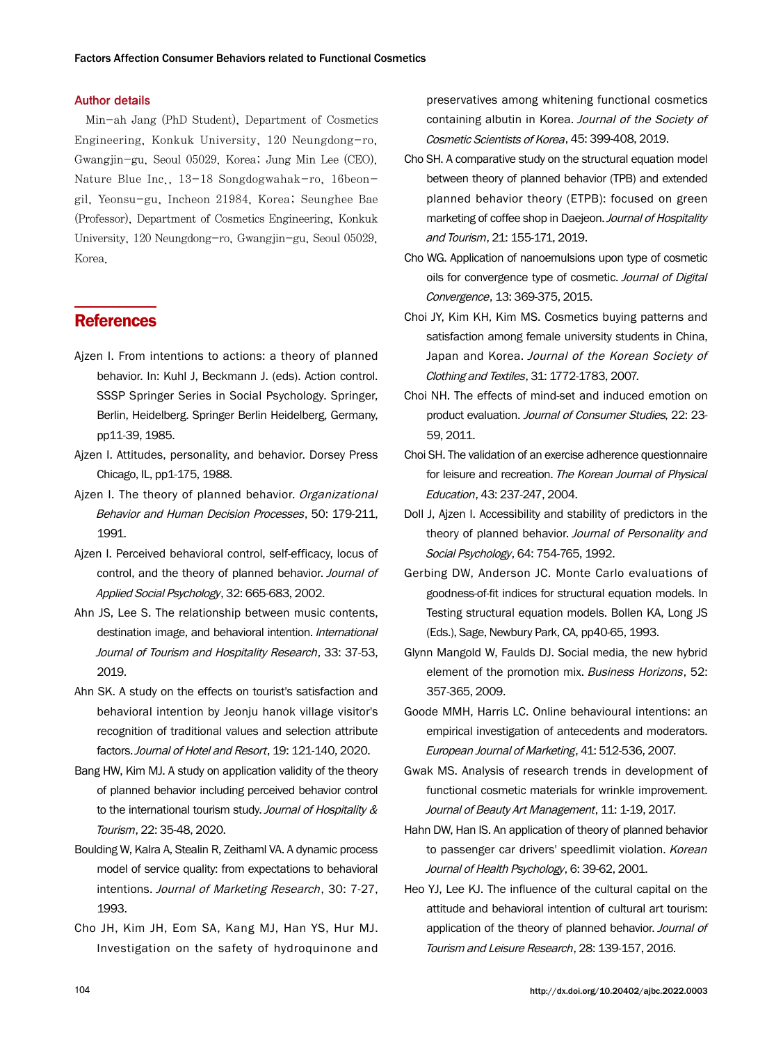### Author details

Min-ah Jang (PhD Student), Department of Cosmetics Engineering, Konkuk University, 120 Neungdong-ro, Gwangjin-gu, Seoul 05029, Korea; Jung Min Lee (CEO), Nature Blue Inc., 13-18 Songdogwahak-ro, 16beon-gil, Yeonsu-gu, Incheon 21984, Korea; Seunghee Bae (Professor), Department of Cosmetics Engineering, Konkuk University, 120 Neungdong-ro, Gwangjin-gu, Seoul 05029, Korea.

## References

Ajzen I. From intentions to actions: a theory of planned behavior. In: Kuhl J, Beckmann J. (eds). Action control. SSSP Springer Series in Social Psychology. Springer, Berlin, Heidelberg. Springer Berlin Heidelberg, Germany, pp11-39, 1985.

Ajzen I. Attitudes, personality, and behavior. Dorsey Press Chicago, IL, pp1-175, 1988.

Ajzen I. The theory of planned behavior. *Organizational Behavior and Human Decision Processes*, 50: 179-211, 1991.

Ajzen I. Perceived behavioral control, self-efficacy, locus of control, and the theory of planned behavior. *Journal of Applied Social Psychology*, 32: 665-683, 2002.

Ahn JS, Lee S. The relationship between music contents, destination image, and behavioral intention. *International Journal of Tourism and Hospitality Research*, 33: 37-53, 2019.

Ahn SK. A study on the effects on tourist's satisfaction and behavioral intention by Jeonju hanok village visitor's recognition of traditional values and selection attribute factors. *Journal of Hotel and Resort*, 19: 121-140, 2020.

Bang HW, Kim MJ. A study on application validity of the theory of planned behavior including perceived behavior control to the international tourism study. *Journal of Hospitality & Tourism*, 22: 35-48, 2020.

Boulding W, Kalra A, Stealin R, Zeithaml VA. A dynamic process model of service quality: from expectations to behavioral intentions. *Journal of Marketing Research*, 30: 7-27, 1993.

Cho JH, Kim JH, Eom SA, Kang MJ, Han YS, Hur MJ. Investigation on the safety of hydroquinone and preservatives among whitening functional cosmetics containing albutin in Korea. *Journal of the Society of Cosmetic Scientists of Korea*, 45: 399-408, 2019.

Cho SH. A comparative study on the structural equation model between theory of planned behavior (TPB) and extended planned behavior theory (ETPB): focused on green marketing of coffee shop in Daejeon. *Journal of Hospitality and Tourism*, 21: 155-171, 2019.

Cho WG. Application of nanoemulsions upon type of cosmetic oils for convergence type of cosmetic. *Journal of Digital Convergence*, 13: 369-375, 2015.

Choi JY, Kim KH, Kim MS. Cosmetics buying patterns and satisfaction among female university students in China, Japan and Korea. *Journal of the Korean Society of Clothing and Textiles*, 31: 1772-1783, 2007.

Choi NH. The effects of mind-set and induced emotion on product evaluation. *Journal of Consumer Studies*, 22: 23-59, 2011.

Choi SH. The validation of an exercise adherence questionnaire for leisure and recreation. *The Korean Journal of Physical Education*, 43: 237-247, 2004.

Doll J, Ajzen I. Accessibility and stability of predictors in the theory of planned behavior. *Journal of Personality and Social Psychology*, 64: 754-765, 1992.

Gerbing DW, Anderson JC. Monte Carlo evaluations of goodness-of-fit indices for structural equation models. In Testing structural equation models. Bollen KA, Long JS (Eds.), Sage, Newbury Park, CA, pp40-65, 1993.

Glynn Mangold W, Faulds DJ. Social media, the new hybrid element of the promotion mix. *Business Horizons*, 52: 357-365, 2009.

Goode MMH, Harris LC. Online behavioural intentions: an empirical investigation of antecedents and moderators. *European Journal of Marketing*, 41: 512-536, 2007.

Gwak MS. Analysis of research trends in development of functional cosmetic materials for wrinkle improvement. *Journal of Beauty Art Management*, 11: 1-19, 2017.

Hahn DW, Han IS. An application of theory of planned behavior to passenger car drivers' speedlimit violation. *Korean Journal of Health Psychology*, 6: 39-62, 2001.

Heo YJ, Lee KJ. The influence of the cultural capital on the attitude and behavioral intention of cultural art tourism: application of the theory of planned behavior. *Journal of Tourism and Leisure Research*, 28: 139-157, 2016.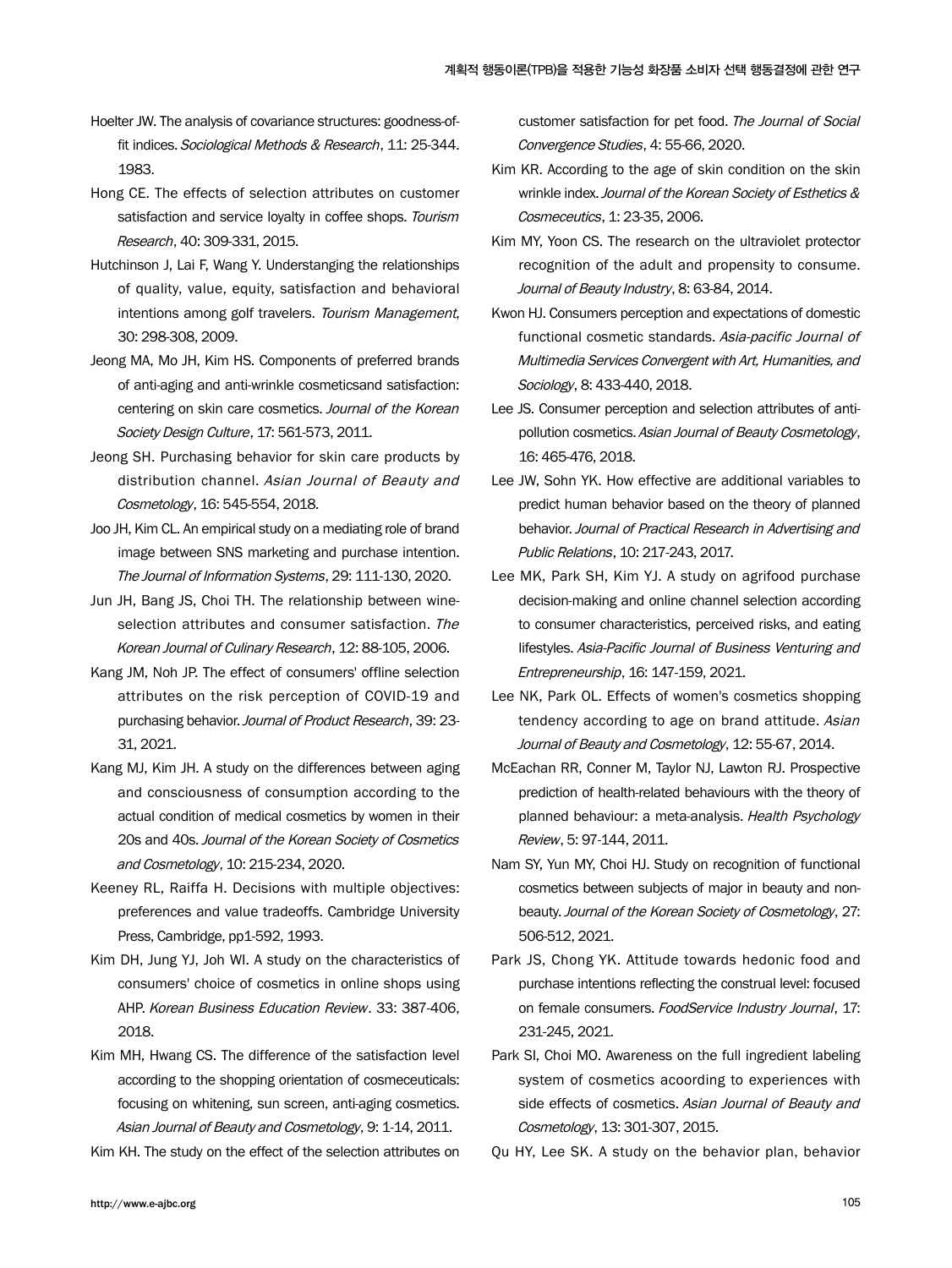Hoelter JW. The analysis of covariance structures: goodness-of-fit indices. *Sociological Methods & Research*, 11: 25-344. 1983.

Hong CE. The effects of selection attributes on customer satisfaction and service loyalty in coffee shops. *Tourism Research*, 40: 309-331, 2015.

Hutchinson J, Lai F, Wang Y. Understanging the relationships of quality, value, equity, satisfaction and behavioral intentions among golf travelers. *Tourism Management*, 30: 298-308, 2009.

Jeong MA, Mo JH, Kim HS. Components of preferred brands of anti-aging and anti-wrinkle cosmeticsand satisfaction: centering on skin care cosmetics. *Journal of the Korean Society Design Culture*, 17: 561-573, 2011.

Jeong SH. Purchasing behavior for skin care products by distribution channel. *Asian Journal of Beauty and Cosmetology*, 16: 545-554, 2018.

Joo JH, Kim CL. An empirical study on a mediating role of brand image between SNS marketing and purchase intention. *The Journal of Information Systems*, 29: 111-130, 2020.

Jun JH, Bang JS, Choi TH. The relationship between wine-selection attributes and consumer satisfaction. *The Korean Journal of Culinary Research*, 12: 88-105, 2006.

Kang JM, Noh JP. The effect of consumers' offline selection attributes on the risk perception of COVID-19 and purchasing behavior. *Journal of Product Research*, 39: 23-31, 2021.

Kang MJ, Kim JH. A study on the differences between aging and consciousness of consumption according to the actual condition of medical cosmetics by women in their 20s and 40s. *Journal of the Korean Society of Cosmetics and Cosmetology*, 10: 215-234, 2020.

Keeney RL, Raiffa H. Decisions with multiple objectives: preferences and value tradeoffs. Cambridge University Press, Cambridge, pp1-592, 1993.

Kim DH, Jung YJ, Joh WI. A study on the characteristics of consumers' choice of cosmetics in online shops using AHP. *Korean Business Education Review*. 33: 387-406, 2018.

Kim MH, Hwang CS. The difference of the satisfaction level according to the shopping orientation of cosmeceuticals: focusing on whitening, sun screen, anti-aging cosmetics. *Asian Journal of Beauty and Cosmetology*, 9: 1-14, 2011.

Kim KH. The study on the effect of the selection attributes on customer satisfaction for pet food. *The Journal of Social Convergence Studies*, 4: 55-66, 2020.

Kim KR. According to the age of skin condition on the skin wrinkle index. *Journal of the Korean Society of Esthetics & Cosmeceutics*, 1: 23-35, 2006.

Kim MY, Yoon CS. The research on the ultraviolet protector recognition of the adult and propensity to consume. *Journal of Beauty Industry*, 8: 63-84, 2014.

Kwon HJ. Consumers perception and expectations of domestic functional cosmetic standards. *Asia-pacific Journal of Multimedia Services Convergent with Art, Humanities, and Sociology*, 8: 433-440, 2018.

Lee JS. Consumer perception and selection attributes of anti-pollution cosmetics. *Asian Journal of Beauty Cosmetology*, 16: 465-476, 2018.

Lee JW, Sohn YK. How effective are additional variables to predict human behavior based on the theory of planned behavior. *Journal of Practical Research in Advertising and Public Relations*, 10: 217-243, 2017.

Lee MK, Park SH, Kim YJ. A study on agrifood purchase decision-making and online channel selection according to consumer characteristics, perceived risks, and eating lifestyles. *Asia-Pacific Journal of Business Venturing and Entrepreneurship*, 16: 147-159, 2021.

Lee NK, Park OL. Effects of women's cosmetics shopping tendency according to age on brand attitude. *Asian Journal of Beauty and Cosmetology*, 12: 55-67, 2014.

McEachan RR, Conner M, Taylor NJ, Lawton RJ. Prospective prediction of health-related behaviours with the theory of planned behaviour: a meta-analysis. *Health Psychology Review*, 5: 97-144, 2011.

Nam SY, Yun MY, Choi HJ. Study on recognition of functional cosmetics between subjects of major in beauty and non-beauty. *Journal of the Korean Society of Cosmetology*, 27: 506-512, 2021.

Park JS, Chong YK. Attitude towards hedonic food and purchase intentions reflecting the construal level: focused on female consumers. *FoodService Industry Journal*, 17: 231-245, 2021.

Park SI, Choi MO. Awareness on the full ingredient labeling system of cosmetics acoording to experiences with side effects of cosmetics. *Asian Journal of Beauty and Cosmetology*, 13: 301-307, 2015.

Qu HY, Lee SK. A study on the behavior plan, behavior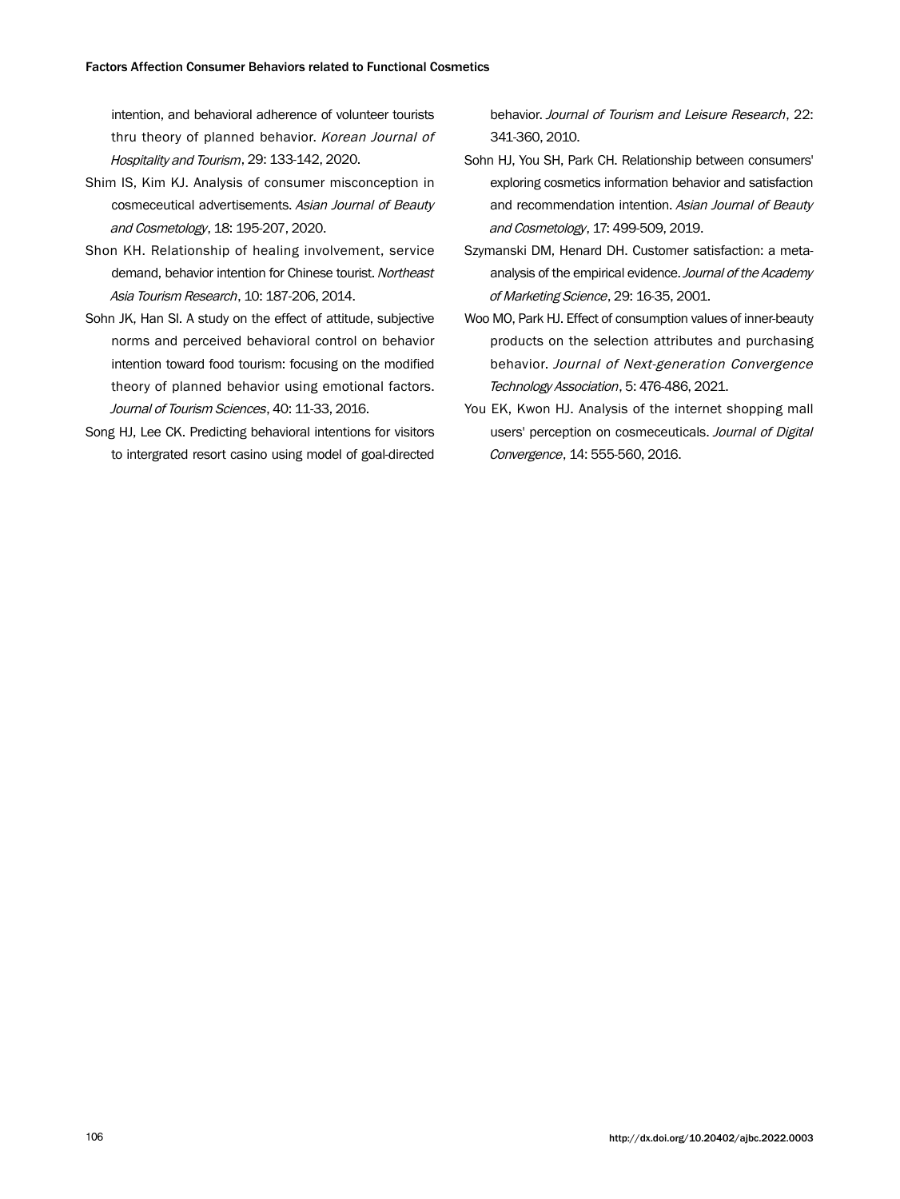intention, and behavioral adherence of volunteer tourists thru theory of planned behavior. *Korean Journal of Hospitality and Tourism*, 29: 133-142, 2020.

Shim IS, Kim KJ. Analysis of consumer misconception in cosmeceutical advertisements. *Asian Journal of Beauty and Cosmetology*, 18: 195-207, 2020.

Shon KH. Relationship of healing involvement, service demand, behavior intention for Chinese tourist. *Northeast Asia Tourism Research*, 10: 187-206, 2014.

Sohn JK, Han SI. A study on the effect of attitude, subjective norms and perceived behavioral control on behavior intention toward food tourism: focusing on the modified theory of planned behavior using emotional factors. *Journal of Tourism Sciences*, 40: 11-33, 2016.

Song HJ, Lee CK. Predicting behavioral intentions for visitors to intergrated resort casino using model of goal-directed behavior. *Journal of Tourism and Leisure Research*, 22: 341-360, 2010.

Sohn HJ, You SH, Park CH. Relationship between consumers' exploring cosmetics information behavior and satisfaction and recommendation intention. *Asian Journal of Beauty and Cosmetology*, 17: 499-509, 2019.

Szymanski DM, Henard DH. Customer satisfaction: a meta-analysis of the empirical evidence. *Journal of the Academy of Marketing Science*, 29: 16-35, 2001.

Woo MO, Park HJ. Effect of consumption values of inner-beauty products on the selection attributes and purchasing behavior. *Journal of Next-generation Convergence Technology Association*, 5: 476-486, 2021.

You EK, Kwon HJ. Analysis of the internet shopping mall users' perception on cosmeceuticals. *Journal of Digital Convergence*, 14: 555-560, 2016.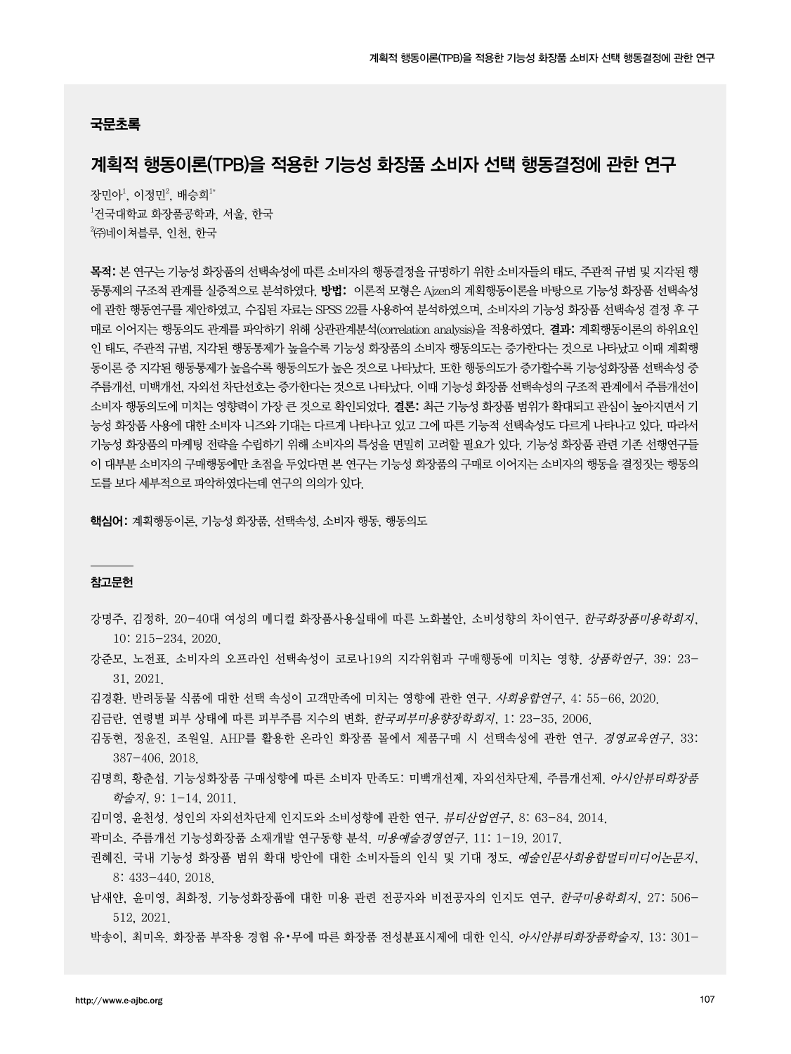## 국문초록

# 계획적 행동이론(TPB)을 적용한 기능성 화장품 소비자 선택 행동결정에 관한 연구

장민아[1], 이정민[2], 배승희[1*]

[1]건국대학교 화장품공학과, 서울, 한국

[2]㈜네이쳐블루, 인천, 한국

**목적:** 본 연구는 기능성 화장품의 선택속성에 따른 소비자의 행동결정을 규명하기 위한 소비자들의 태도, 주관적 규범 및 지각된 행동통제의 구조적 관계를 실증적으로 분석하였다. **방법:** 이론적 모형은 Ajzen의 계획행동이론을 바탕으로 기능성 화장품 선택속성에 관한 행동연구를 제안하였고, 수집된 자료는 SPSS 22를 사용하여 분석하였으며, 소비자의 기능성 화장품 선택속성 결정 후 구매로 이어지는 행동의도 관계를 파악하기 위해 상관관계분석(correlation analysis)을 적용하였다. **결과:** 계획행동이론의 하위요인인 태도, 주관적 규범, 지각된 행동통제가 높을수록 기능성 화장품의 소비자 행동의도는 증가한다는 것으로 나타났고 이때 계획행동이론 중 지각된 행동통제가 높을수록 행동의도가 높은 것으로 나타났다. 또한 행동의도가 증가할수록 기능성화장품 선택속성 중 주름개선, 미백개선, 자외선 차단선호는 증가한다는 것으로 나타났다. 이때 기능성 화장품 선택속성의 구조적 관계에서 주름개선이 소비자 행동의도에 미치는 영향력이 가장 큰 것으로 확인되었다. **결론:** 최근 기능성 화장품 범위가 확대되고 관심이 높아지면서 기능성 화장품 사용에 대한 소비자 니즈와 기대는 다르게 나타나고 있고 그에 따른 기능적 선택속성도 다르게 나타나고 있다. 따라서 기능성 화장품의 마케팅 전략을 수립하기 위해 소비자의 특성을 면밀히 고려할 필요가 있다. 기능성 화장품 관련 기존 선행연구들이 대부분 소비자의 구매행동에만 초점을 두었다면 본 연구는 기능성 화장품의 구매로 이어지는 소비자의 행동을 결정짓는 행동의도를 보다 세부적으로 파악하였다는데 연구의 의의가 있다.

**핵심어:** 계획행동이론, 기능성 화장품, 선택속성, 소비자 행동, 행동의도

## 참고문헌

강명주, 김정하. 20-40대 여성의 메디컬 화장품사용실태에 따른 노화불안, 소비성향의 차이연구. *한국화장품미용학회지*, 10: 215-234, 2020.

강준모, 노전표. 소비자의 오프라인 선택속성이 코로나19의 지각위험과 구매행동에 미치는 영향. *상품학연구*, 39: 23-31, 2021.

김경환. 반려동물 식품에 대한 선택 속성이 고객만족에 미치는 영향에 관한 연구. *사회융합연구*, 4: 55-66, 2020.

김금란. 연령별 피부 상태에 따른 피부주름 지수의 변화. *한국피부미용향장학회지*, 1: 23-35, 2006.

김동현, 정윤진, 조원일. AHP를 활용한 온라인 화장품 몰에서 제품구매 시 선택속성에 관한 연구. *경영교육연구*, 33: 387-406, 2018.

김명희, 황춘섭. 기능성화장품 구매성향에 따른 소비자 만족도: 미백개선제, 자외선차단제, 주름개선제. *아시안뷰티화장품학술지*, 9: 1-14, 2011.

김미영, 윤천성. 성인의 자외선차단제 인지도와 소비성향에 관한 연구. *뷰티산업연구*, 8: 63-84, 2014.

곽미소. 주름개선 기능성화장품 소재개발 연구동향 분석. *미용예술경영연구*, 11: 1-19, 2017.

권혜진. 국내 기능성 화장품 범위 확대 방안에 대한 소비자들의 인식 및 기대 정도. *예술인문사회융합멀티미디어논문지*, 8: 433-440, 2018.

남새얀, 윤미영, 최화정. 기능성화장품에 대한 미용 관련 전공자와 비전공자의 인지도 연구. *한국미용학회지*, 27: 506-512, 2021.

박송이, 최미옥. 화장품 부작용 경험 유•무에 따른 화장품 전성분표시제에 대한 인식. *아시안뷰티화장품학술지*, 13: 301-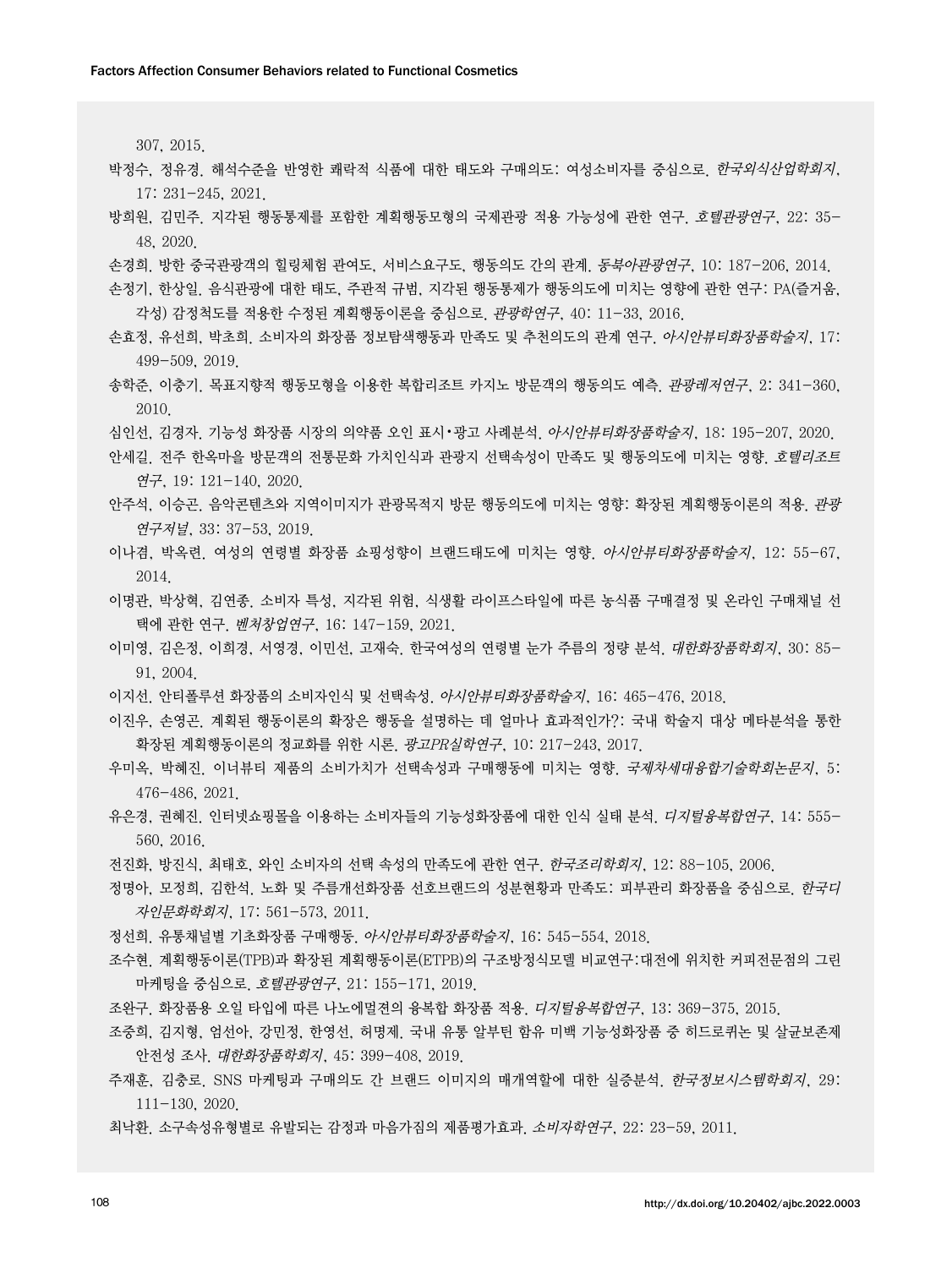307, 2015.

박정수, 정유경. 해석수준을 반영한 쾌락적 식품에 대한 태도와 구매의도: 여성소비자를 중심으로. *한국외식산업학회지*, 17: 231-245, 2021.

방희원, 김민주. 지각된 행동통제를 포함한 계획행동모형의 국제관광 적용 가능성에 관한 연구. *호텔관광연구*, 22: 35-48, 2020.

손경희. 방한 중국관광객의 힐링체험 관여도, 서비스요구도, 행동의도 간의 관계. *동북아관광연구*, 10: 187-206, 2014.

손정기, 한상일. 음식관광에 대한 태도, 주관적 규범, 지각된 행동통제가 행동의도에 미치는 영향에 관한 연구: PA(즐거움, 각성) 감정척도를 적용한 수정된 계획행동이론을 중심으로. *관광학연구*, 40: 11-33, 2016.

손효정, 유선희, 박초희. 소비자의 화장품 정보탐색행동과 만족도 및 추천의도의 관계 연구. *아시안뷰티화장품학술지*, 17: 499-509, 2019.

송학준, 이충기. 목표지향적 행동모형을 이용한 복합리조트 카지노 방문객의 행동의도 예측. *관광레저연구*, 2: 341-360, 2010.

심인선, 김경자. 기능성 화장품 시장의 의약품 오인 표시•광고 사례분석. *아시안뷰티화장품학술지*, 18: 195-207, 2020.

안세길. 전주 한옥마을 방문객의 전통문화 가치인식과 관광지 선택속성이 만족도 및 행동의도에 미치는 영향. *호텔리조트연구*, 19: 121-140, 2020.

안주석, 이승곤. 음악콘텐츠와 지역이미지가 관광목적지 방문 행동의도에 미치는 영향: 확장된 계획행동이론의 적용. *관광연구저널*, 33: 37-53, 2019.

이나겸, 박옥련. 여성의 연령별 화장품 쇼핑성향이 브랜드태도에 미치는 영향. *아시안뷰티화장품학술지*, 12: 55-67, 2014.

이명관, 박상혁, 김연종. 소비자 특성, 지각된 위험, 식생활 라이프스타일에 따른 농식품 구매결정 및 온라인 구매채널 선택에 관한 연구. *벤처창업연구*, 16: 147-159, 2021.

이미영, 김은정, 이희경, 서영경, 이민선, 고재숙. 한국여성의 연령별 눈가 주름의 정량 분석. *대한화장품학회지*, 30: 85-91, 2004.

이지선. 안티폴루션 화장품의 소비자인식 및 선택속성. *아시안뷰티화장품학술지*, 16: 465-476, 2018.

이진우, 손영곤. 계획된 행동이론의 확장은 행동을 설명하는 데 얼마나 효과적인가?: 국내 학술지 대상 메타분석을 통한 확장된 계획행동이론의 정교화를 위한 시론. *광고PR실학연구*, 10: 217-243, 2017.

우미옥, 박혜진. 이너뷰티 제품의 소비가치가 선택속성과 구매행동에 미치는 영향. *국제차세대융합기술학회논문지*, 5: 476-486, 2021.

유은경, 권혜진. 인터넷쇼핑몰을 이용하는 소비자들의 기능성화장품에 대한 인식 실태 분석. *디지털융복합연구*, 14: 555-560, 2016.

전진화, 방진식, 최태호. 와인 소비자의 선택 속성의 만족도에 관한 연구. *한국조리학회지*, 12: 88-105, 2006.

정명아, 모정희, 김한석. 노화 및 주름개선화장품 선호브랜드의 성분현황과 만족도: 피부관리 화장품을 중심으로. *한국디자인문화학회지*, 17: 561-573, 2011.

정선희. 유통채널별 기초화장품 구매행동. *아시안뷰티화장품학술지*, 16: 545-554, 2018.

조수현. 계획행동이론(TPB)과 확장된 계획행동이론(ETPB)의 구조방정식모델 비교연구:대전에 위치한 커피전문점의 그린 마케팅을 중심으로. *호텔관광연구*, 21: 155-171, 2019.

조완구. 화장품용 오일 타입에 따른 나노에멀젼의 융복합 화장품 적용. *디지털융복합연구*, 13: 369-375, 2015.

조중희, 김지형, 엄선아, 강민정, 한영선, 허명제. 국내 유통 알부틴 함유 미백 기능성화장품 중 히드로퀴논 및 살균보존제 안전성 조사. *대한화장품학회지*, 45: 399-408, 2019.

주재훈, 김충로. SNS 마케팅과 구매의도 간 브랜드 이미지의 매개역할에 대한 실증분석. *한국정보시스템학회지*, 29: 111-130, 2020.

최낙환. 소구속성유형별로 유발되는 감정과 마음가짐의 제품평가효과. *소비자학연구*, 22: 23-59, 2011.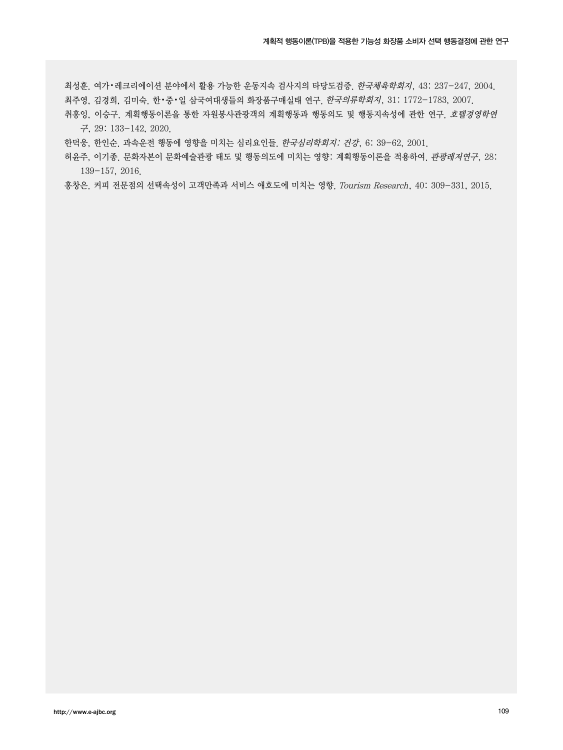최성훈. 여가•레크리에이션 분야에서 활용 가능한 운동지속 검사지의 타당도검증. *한국체육학회지*, 43: 237-247, 2004.

최주영, 김경희, 김미숙. 한•중•일 삼국여대생들의 화장품구매실태 연구. *한국의류학회지*, 31: 1772-1783, 2007.

취홍잉, 이승구. 계획행동이론을 통한 자원봉사관광객의 계획행동과 행동의도 및 행동지속성에 관한 연구. *호텔경영학연구*, 29: 133-142, 2020.

한덕웅, 한인순. 과속운전 행동에 영향을 미치는 심리요인들. *한국심리학회지: 건강*, 6: 39-62, 2001.

허윤주, 이기종. 문화자본이 문화예술관광 태도 및 행동의도에 미치는 영향: 계획행동이론을 적용하여. *관광레저연구*, 28: 139-157, 2016.

홍창은. 커피 전문점의 선택속성이 고객만족과 서비스 애호도에 미치는 영향. *Tourism Research*, 40: 309-331, 2015.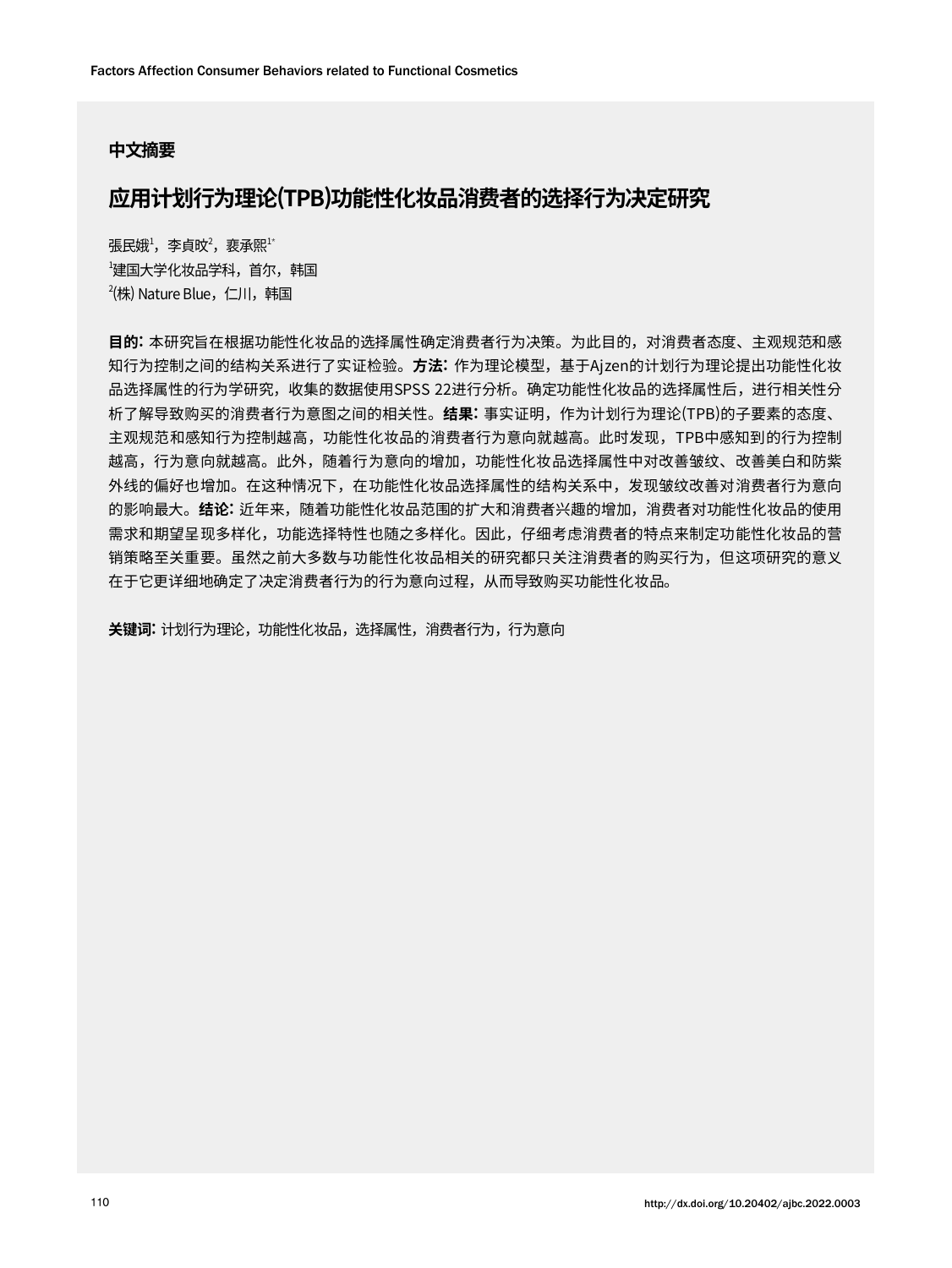## 中文摘要

# 应用计划行为理论(TPB)功能性化妆品消费者的选择行为决定研究

張民娥[1]，李貞旼[2]，裵承熙[1*]

[1]建国大学化妆品学科，首尔，韩国

[2](株) Nature Blue，仁川，韩国

**目的:** 本研究旨在根据功能性化妆品的选择属性确定消费者行为决策。为此目的，对消费者态度、主观规范和感知行为控制之间的结构关系进行了实证检验。**方法:** 作为理论模型，基于Ajzen的计划行为理论提出功能性化妆品选择属性的行为学研究，收集的数据使用SPSS 22进行分析。确定功能性化妆品的选择属性后，进行相关性分析了解导致购买的消费者行为意图之间的相关性。**结果:** 事实证明，作为计划行为理论(TPB)的子要素的态度、主观规范和感知行为控制越高，功能性化妆品的消费者行为意向就越高。此时发现，TPB中感知到的行为控制越高，行为意向就越高。此外，随着行为意向的增加，功能性化妆品选择属性中对改善皱纹、改善美白和防紫外线的偏好也增加。在这种情况下，在功能性化妆品选择属性的结构关系中，发现皱纹改善对消费者行为意向的影响最大。**结论:** 近年来，随着功能性化妆品范围的扩大和消费者兴趣的增加，消费者对功能性化妆品的使用需求和期望呈现多样化，功能选择特性也随之多样化。因此，仔细考虑消费者的特点来制定功能性化妆品的营销策略至关重要。虽然之前大多数与功能性化妆品相关的研究都只关注消费者的购买行为，但这项研究的意义在于它更详细地确定了决定消费者行为的行为意向过程，从而导致购买功能性化妆品。

**关键词:** 计划行为理论，功能性化妆品，选择属性，消费者行为，行为意向